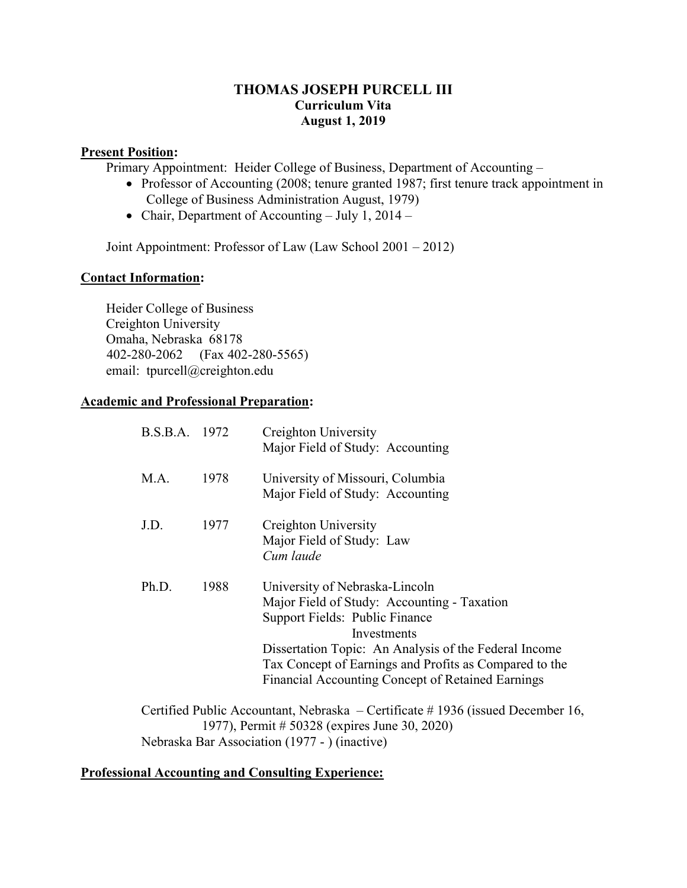# THOMAS JOSEPH PURCELL III

**Curriculum Vita**
**August 1, 2019**

## Present Position:

Primary Appointment: Heider College of Business, Department of Accounting –

- Professor of Accounting (2008; tenure granted 1987; first tenure track appointment in College of Business Administration August, 1979)
- Chair, Department of Accounting – July 1, 2014 –

Joint Appointment: Professor of Law (Law School 2001 – 2012)

## Contact Information:

Heider College of Business
Creighton University
Omaha, Nebraska 68178
402-280-2062 (Fax 402-280-5565)
email: tpurcell@creighton.edu

## Academic and Professional Preparation:

| | | |
|---|---|---|
| B.S.B.A. | 1972 | Creighton University<br>Major Field of Study: Accounting |
| M.A. | 1978 | University of Missouri, Columbia<br>Major Field of Study: Accounting |
| J.D. | 1977 | Creighton University<br>Major Field of Study: Law<br>*Cum laude* |
| Ph.D. | 1988 | University of Nebraska-Lincoln<br>Major Field of Study: Accounting - Taxation<br>Support Fields: Public Finance<br>Investments<br>Dissertation Topic: An Analysis of the Federal Income Tax Concept of Earnings and Profits as Compared to the Financial Accounting Concept of Retained Earnings |

Certified Public Accountant, Nebraska – Certificate # 1936 (issued December 16, 1977), Permit # 50328 (expires June 30, 2020)
Nebraska Bar Association (1977 - ) (inactive)

## Professional Accounting and Consulting Experience: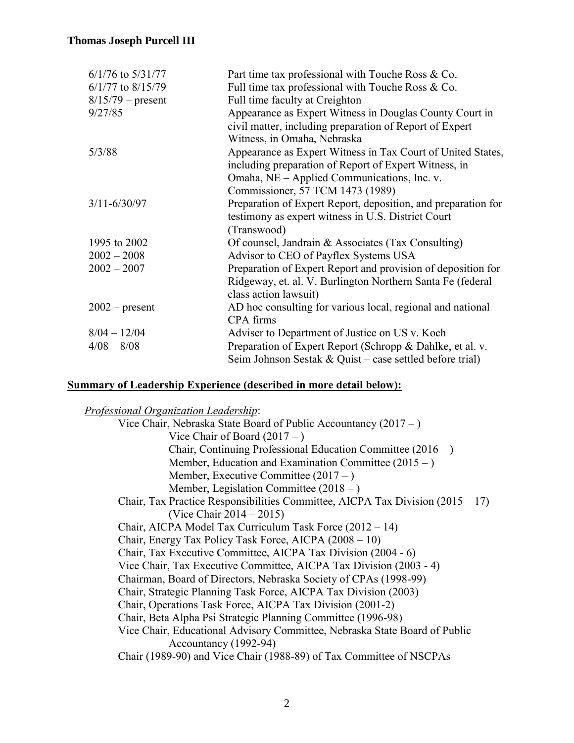| | |
|---|---|
| 6/1/76 to 5/31/77 | Part time tax professional with Touche Ross & Co. |
| 6/1/77 to 8/15/79 | Full time tax professional with Touche Ross & Co. |
| 8/15/79 – present | Full time faculty at Creighton |
| 9/27/85 | Appearance as Expert Witness in Douglas County Court in civil matter, including preparation of Report of Expert Witness, in Omaha, Nebraska |
| 5/3/88 | Appearance as Expert Witness in Tax Court of United States, including preparation of Report of Expert Witness, in Omaha, NE – Applied Communications, Inc. v. Commissioner, 57 TCM 1473 (1989) |
| 3/11-6/30/97 | Preparation of Expert Report, deposition, and preparation for testimony as expert witness in U.S. District Court (Transwood) |
| 1995 to 2002 | Of counsel, Jandrain & Associates (Tax Consulting) |
| 2002 – 2008 | Advisor to CEO of Payflex Systems USA |
| 2002 – 2007 | Preparation of Expert Report and provision of deposition for Ridgeway, et. al. V. Burlington Northern Santa Fe (federal class action lawsuit) |
| 2002 – present | AD hoc consulting for various local, regional and national CPA firms |
| 8/04 – 12/04 | Adviser to Department of Justice on US v. Koch |
| 4/08 – 8/08 | Preparation of Expert Report (Schropp & Dahlke, et al. v. Seim Johnson Sestak & Quist – case settled before trial) |

**Summary of Leadership Experience (described in more detail below):**

*Professional Organization Leadership*:

- Vice Chair, Nebraska State Board of Public Accountancy (2017 – )
  - Vice Chair of Board (2017 – )
  - Chair, Continuing Professional Education Committee (2016 – )
  - Member, Education and Examination Committee (2015 – )
  - Member, Executive Committee (2017 – )
  - Member, Legislation Committee (2018 – )
- Chair, Tax Practice Responsibilities Committee, AICPA Tax Division (2015 – 17) (Vice Chair 2014 – 2015)
- Chair, AICPA Model Tax Curriculum Task Force (2012 – 14)
- Chair, Energy Tax Policy Task Force, AICPA (2008 – 10)
- Chair, Tax Executive Committee, AICPA Tax Division (2004 - 6)
- Vice Chair, Tax Executive Committee, AICPA Tax Division (2003 - 4)
- Chairman, Board of Directors, Nebraska Society of CPAs (1998-99)
- Chair, Strategic Planning Task Force, AICPA Tax Division (2003)
- Chair, Operations Task Force, AICPA Tax Division (2001-2)
- Chair, Beta Alpha Psi Strategic Planning Committee (1996-98)
- Vice Chair, Educational Advisory Committee, Nebraska State Board of Public Accountancy (1992-94)
- Chair (1989-90) and Vice Chair (1988-89) of Tax Committee of NSCPAs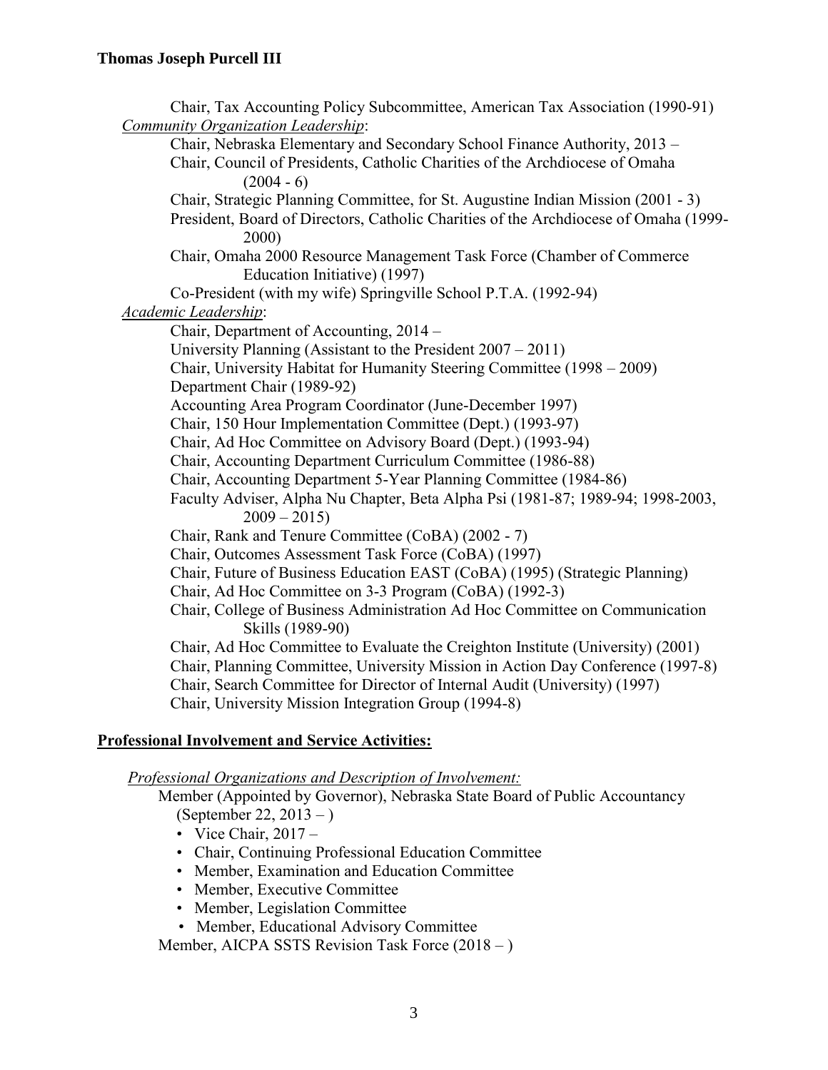Chair, Tax Accounting Policy Subcommittee, American Tax Association (1990-91)

*Community Organization Leadership*:

- Chair, Nebraska Elementary and Secondary School Finance Authority, 2013 –
- Chair, Council of Presidents, Catholic Charities of the Archdiocese of Omaha (2004 - 6)
- Chair, Strategic Planning Committee, for St. Augustine Indian Mission (2001 - 3)
- President, Board of Directors, Catholic Charities of the Archdiocese of Omaha (1999-2000)
- Chair, Omaha 2000 Resource Management Task Force (Chamber of Commerce Education Initiative) (1997)
- Co-President (with my wife) Springville School P.T.A. (1992-94)

*Academic Leadership*:

- Chair, Department of Accounting, 2014 –
- University Planning (Assistant to the President 2007 – 2011)
- Chair, University Habitat for Humanity Steering Committee (1998 – 2009)
- Department Chair (1989-92)
- Accounting Area Program Coordinator (June-December 1997)
- Chair, 150 Hour Implementation Committee (Dept.) (1993-97)
- Chair, Ad Hoc Committee on Advisory Board (Dept.) (1993-94)
- Chair, Accounting Department Curriculum Committee (1986-88)
- Chair, Accounting Department 5-Year Planning Committee (1984-86)
- Faculty Adviser, Alpha Nu Chapter, Beta Alpha Psi (1981-87; 1989-94; 1998-2003, 2009 – 2015)
- Chair, Rank and Tenure Committee (CoBA) (2002 - 7)
- Chair, Outcomes Assessment Task Force (CoBA) (1997)
- Chair, Future of Business Education EAST (CoBA) (1995) (Strategic Planning)
- Chair, Ad Hoc Committee on 3-3 Program (CoBA) (1992-3)
- Chair, College of Business Administration Ad Hoc Committee on Communication Skills (1989-90)
- Chair, Ad Hoc Committee to Evaluate the Creighton Institute (University) (2001)
- Chair, Planning Committee, University Mission in Action Day Conference (1997-8)
- Chair, Search Committee for Director of Internal Audit (University) (1997)
- Chair, University Mission Integration Group (1994-8)

## Professional Involvement and Service Activities:

*Professional Organizations and Description of Involvement:*

Member (Appointed by Governor), Nebraska State Board of Public Accountancy (September 22, 2013 – )

- Vice Chair, 2017 –
- Chair, Continuing Professional Education Committee
- Member, Examination and Education Committee
- Member, Executive Committee
- Member, Legislation Committee
- Member, Educational Advisory Committee

Member, AICPA SSTS Revision Task Force (2018 – )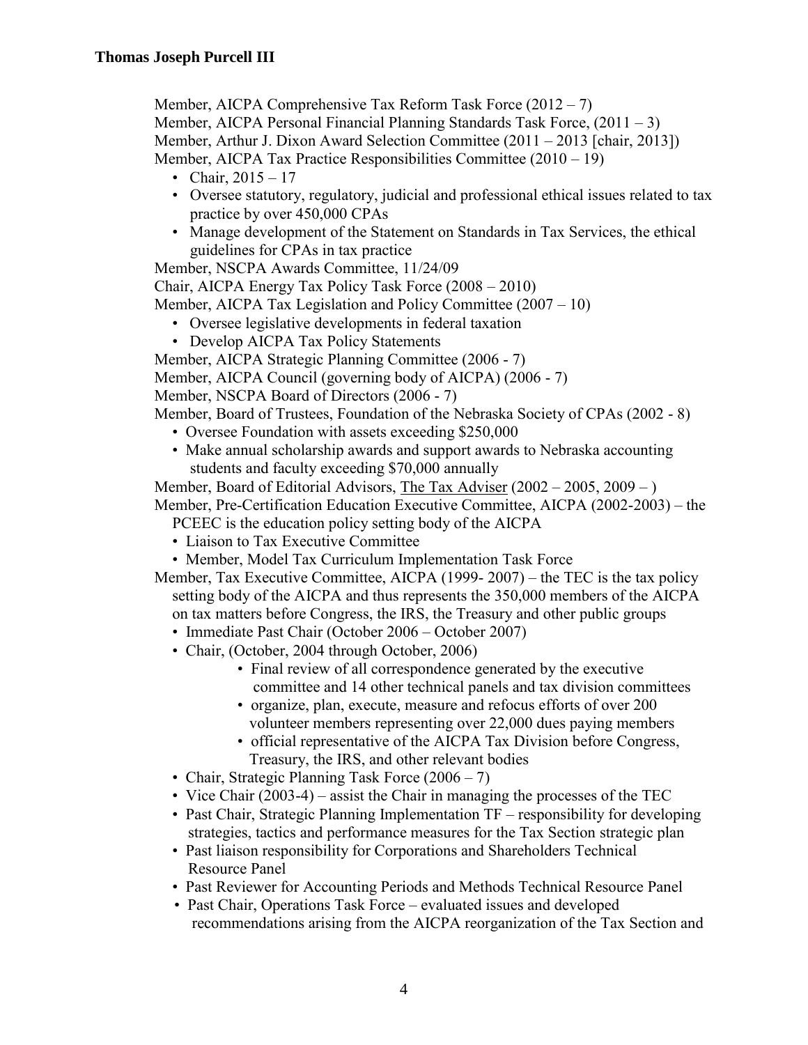Member, AICPA Comprehensive Tax Reform Task Force (2012 – 7)
Member, AICPA Personal Financial Planning Standards Task Force, (2011 – 3)
Member, Arthur J. Dixon Award Selection Committee (2011 – 2013 [chair, 2013])
Member, AICPA Tax Practice Responsibilities Committee (2010 – 19)

- Chair, 2015 – 17
- Oversee statutory, regulatory, judicial and professional ethical issues related to tax practice by over 450,000 CPAs
- Manage development of the Statement on Standards in Tax Services, the ethical guidelines for CPAs in tax practice

Member, NSCPA Awards Committee, 11/24/09
Chair, AICPA Energy Tax Policy Task Force (2008 – 2010)
Member, AICPA Tax Legislation and Policy Committee (2007 – 10)

- Oversee legislative developments in federal taxation
- Develop AICPA Tax Policy Statements

Member, AICPA Strategic Planning Committee (2006 - 7)
Member, AICPA Council (governing body of AICPA) (2006 - 7)
Member, NSCPA Board of Directors (2006 - 7)
Member, Board of Trustees, Foundation of the Nebraska Society of CPAs (2002 - 8)

- Oversee Foundation with assets exceeding $250,000
- Make annual scholarship awards and support awards to Nebraska accounting students and faculty exceeding $70,000 annually

Member, Board of Editorial Advisors, The Tax Adviser (2002 – 2005, 2009 – )
Member, Pre-Certification Education Executive Committee, AICPA (2002-2003) – the PCEEC is the education policy setting body of the AICPA

- Liaison to Tax Executive Committee
- Member, Model Tax Curriculum Implementation Task Force

Member, Tax Executive Committee, AICPA (1999- 2007) – the TEC is the tax policy setting body of the AICPA and thus represents the 350,000 members of the AICPA on tax matters before Congress, the IRS, the Treasury and other public groups

- Immediate Past Chair (October 2006 – October 2007)
- Chair, (October, 2004 through October, 2006)
  - Final review of all correspondence generated by the executive committee and 14 other technical panels and tax division committees
  - organize, plan, execute, measure and refocus efforts of over 200 volunteer members representing over 22,000 dues paying members
  - official representative of the AICPA Tax Division before Congress, Treasury, the IRS, and other relevant bodies
- Chair, Strategic Planning Task Force (2006 – 7)
- Vice Chair (2003-4) – assist the Chair in managing the processes of the TEC
- Past Chair, Strategic Planning Implementation TF – responsibility for developing strategies, tactics and performance measures for the Tax Section strategic plan
- Past liaison responsibility for Corporations and Shareholders Technical Resource Panel
- Past Reviewer for Accounting Periods and Methods Technical Resource Panel
- Past Chair, Operations Task Force – evaluated issues and developed recommendations arising from the AICPA reorganization of the Tax Section and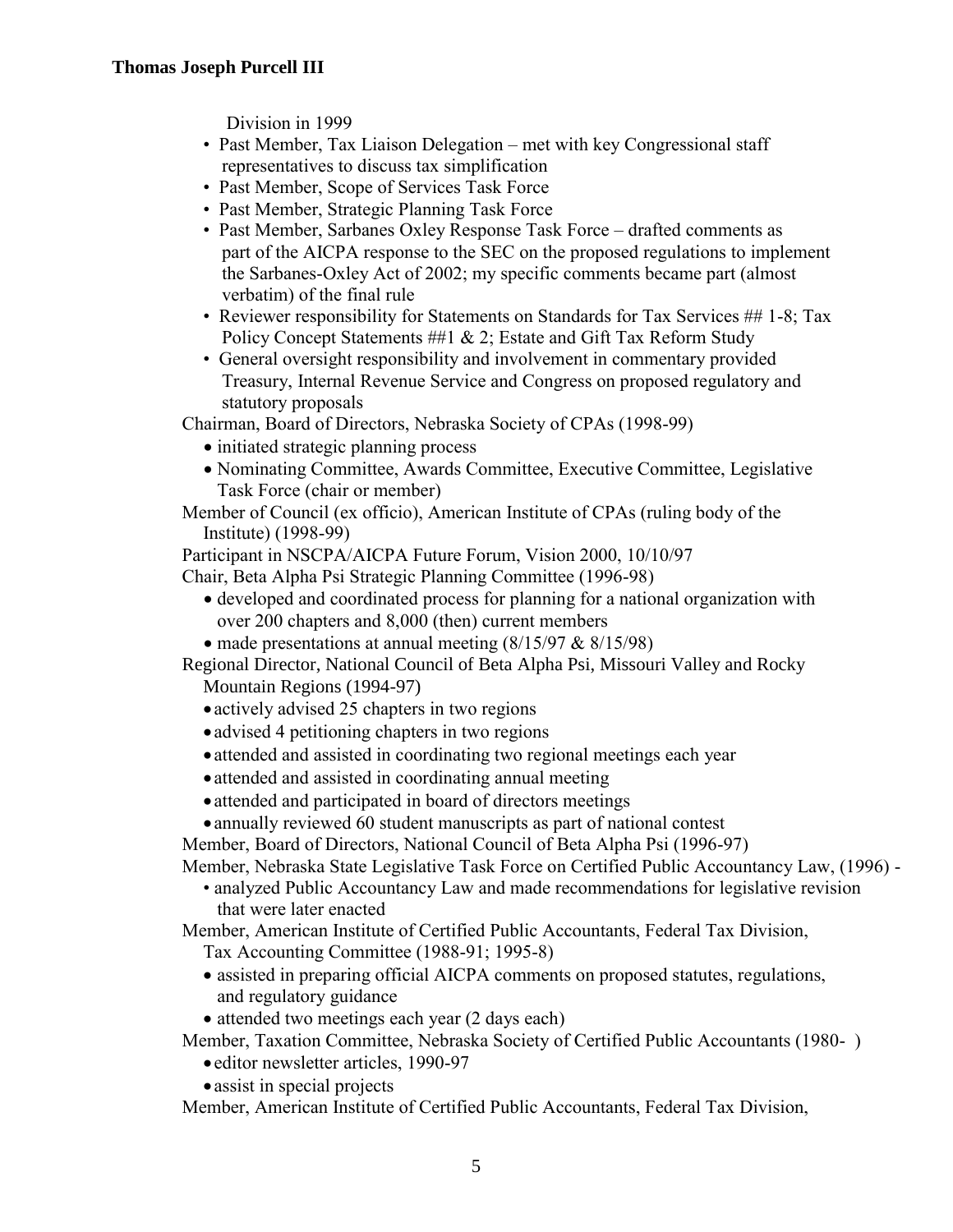Division in 1999

- Past Member, Tax Liaison Delegation – met with key Congressional staff representatives to discuss tax simplification
- Past Member, Scope of Services Task Force
- Past Member, Strategic Planning Task Force
- Past Member, Sarbanes Oxley Response Task Force – drafted comments as part of the AICPA response to the SEC on the proposed regulations to implement the Sarbanes-Oxley Act of 2002; my specific comments became part (almost verbatim) of the final rule
- Reviewer responsibility for Statements on Standards for Tax Services ## 1-8; Tax Policy Concept Statements ##1 & 2; Estate and Gift Tax Reform Study
- General oversight responsibility and involvement in commentary provided Treasury, Internal Revenue Service and Congress on proposed regulatory and statutory proposals

Chairman, Board of Directors, Nebraska Society of CPAs (1998-99)

- initiated strategic planning process
- Nominating Committee, Awards Committee, Executive Committee, Legislative Task Force (chair or member)

Member of Council (ex officio), American Institute of CPAs (ruling body of the Institute) (1998-99)

Participant in NSCPA/AICPA Future Forum, Vision 2000, 10/10/97

Chair, Beta Alpha Psi Strategic Planning Committee (1996-98)

- developed and coordinated process for planning for a national organization with over 200 chapters and 8,000 (then) current members
- made presentations at annual meeting (8/15/97 & 8/15/98)

Regional Director, National Council of Beta Alpha Psi, Missouri Valley and Rocky Mountain Regions (1994-97)

- actively advised 25 chapters in two regions
- advised 4 petitioning chapters in two regions
- attended and assisted in coordinating two regional meetings each year
- attended and assisted in coordinating annual meeting
- attended and participated in board of directors meetings
- annually reviewed 60 student manuscripts as part of national contest

Member, Board of Directors, National Council of Beta Alpha Psi (1996-97)

Member, Nebraska State Legislative Task Force on Certified Public Accountancy Law, (1996) -

- analyzed Public Accountancy Law and made recommendations for legislative revision that were later enacted

Member, American Institute of Certified Public Accountants, Federal Tax Division, Tax Accounting Committee (1988-91; 1995-8)

- assisted in preparing official AICPA comments on proposed statutes, regulations, and regulatory guidance
- attended two meetings each year (2 days each)

Member, Taxation Committee, Nebraska Society of Certified Public Accountants (1980- )

- editor newsletter articles, 1990-97
- assist in special projects

Member, American Institute of Certified Public Accountants, Federal Tax Division,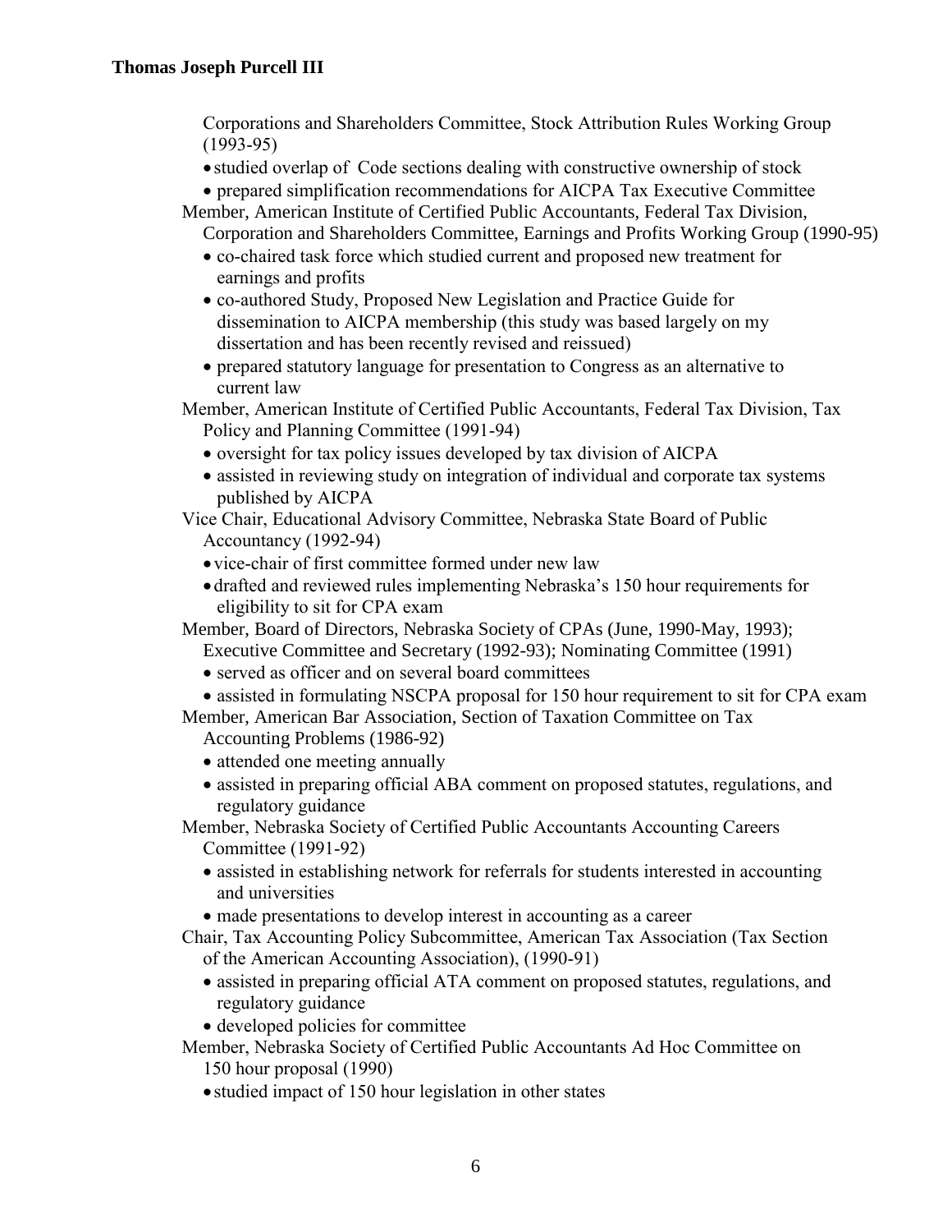Corporations and Shareholders Committee, Stock Attribution Rules Working Group (1993-95)

- studied overlap of Code sections dealing with constructive ownership of stock
- prepared simplification recommendations for AICPA Tax Executive Committee

Member, American Institute of Certified Public Accountants, Federal Tax Division, Corporation and Shareholders Committee, Earnings and Profits Working Group (1990-95)

- co-chaired task force which studied current and proposed new treatment for earnings and profits
- co-authored Study, Proposed New Legislation and Practice Guide for dissemination to AICPA membership (this study was based largely on my dissertation and has been recently revised and reissued)
- prepared statutory language for presentation to Congress as an alternative to current law

Member, American Institute of Certified Public Accountants, Federal Tax Division, Tax Policy and Planning Committee (1991-94)

- oversight for tax policy issues developed by tax division of AICPA
- assisted in reviewing study on integration of individual and corporate tax systems published by AICPA

Vice Chair, Educational Advisory Committee, Nebraska State Board of Public Accountancy (1992-94)

- vice-chair of first committee formed under new law
- drafted and reviewed rules implementing Nebraska's 150 hour requirements for eligibility to sit for CPA exam

Member, Board of Directors, Nebraska Society of CPAs (June, 1990-May, 1993); Executive Committee and Secretary (1992-93); Nominating Committee (1991)

- served as officer and on several board committees
- assisted in formulating NSCPA proposal for 150 hour requirement to sit for CPA exam

Member, American Bar Association, Section of Taxation Committee on Tax Accounting Problems (1986-92)

- attended one meeting annually
- assisted in preparing official ABA comment on proposed statutes, regulations, and regulatory guidance

Member, Nebraska Society of Certified Public Accountants Accounting Careers Committee (1991-92)

- assisted in establishing network for referrals for students interested in accounting and universities
- made presentations to develop interest in accounting as a career

Chair, Tax Accounting Policy Subcommittee, American Tax Association (Tax Section of the American Accounting Association), (1990-91)

- assisted in preparing official ATA comment on proposed statutes, regulations, and regulatory guidance
- developed policies for committee

Member, Nebraska Society of Certified Public Accountants Ad Hoc Committee on 150 hour proposal (1990)

- studied impact of 150 hour legislation in other states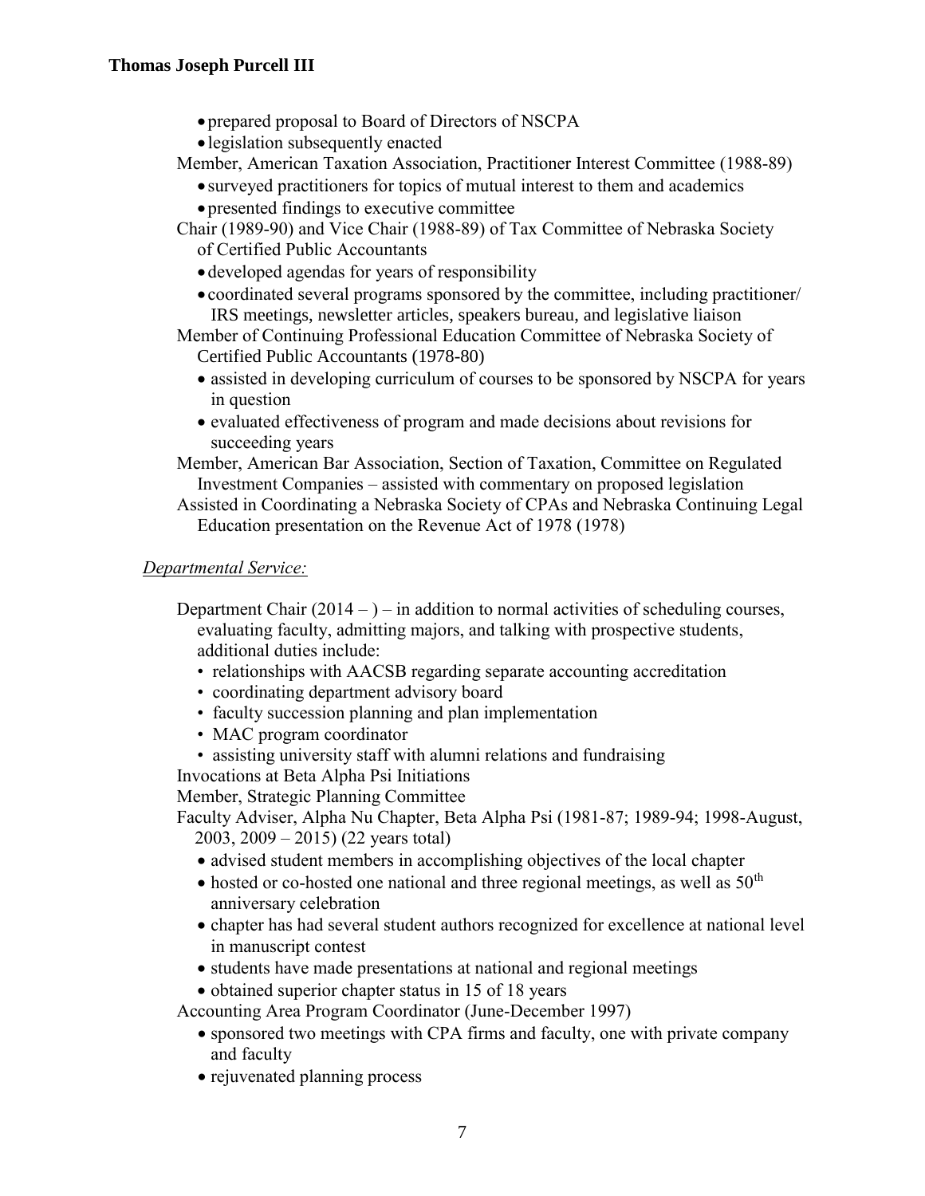- prepared proposal to Board of Directors of NSCPA
- legislation subsequently enacted

Member, American Taxation Association, Practitioner Interest Committee (1988-89)

- surveyed practitioners for topics of mutual interest to them and academics
- presented findings to executive committee

Chair (1989-90) and Vice Chair (1988-89) of Tax Committee of Nebraska Society of Certified Public Accountants

- developed agendas for years of responsibility
- coordinated several programs sponsored by the committee, including practitioner/IRS meetings, newsletter articles, speakers bureau, and legislative liaison

Member of Continuing Professional Education Committee of Nebraska Society of Certified Public Accountants (1978-80)

- assisted in developing curriculum of courses to be sponsored by NSCPA for years in question
- evaluated effectiveness of program and made decisions about revisions for succeeding years

Member, American Bar Association, Section of Taxation, Committee on Regulated Investment Companies – assisted with commentary on proposed legislation

Assisted in Coordinating a Nebraska Society of CPAs and Nebraska Continuing Legal Education presentation on the Revenue Act of 1978 (1978)

*Departmental Service:*

Department Chair (2014 – ) – in addition to normal activities of scheduling courses, evaluating faculty, admitting majors, and talking with prospective students, additional duties include:

- relationships with AACSB regarding separate accounting accreditation
- coordinating department advisory board
- faculty succession planning and plan implementation
- MAC program coordinator
- assisting university staff with alumni relations and fundraising

Invocations at Beta Alpha Psi Initiations

Member, Strategic Planning Committee

Faculty Adviser, Alpha Nu Chapter, Beta Alpha Psi (1981-87; 1989-94; 1998-August, 2003, 2009 – 2015) (22 years total)

- advised student members in accomplishing objectives of the local chapter
- hosted or co-hosted one national and three regional meetings, as well as 50th anniversary celebration
- chapter has had several student authors recognized for excellence at national level in manuscript contest
- students have made presentations at national and regional meetings
- obtained superior chapter status in 15 of 18 years

Accounting Area Program Coordinator (June-December 1997)

- sponsored two meetings with CPA firms and faculty, one with private company and faculty
- rejuvenated planning process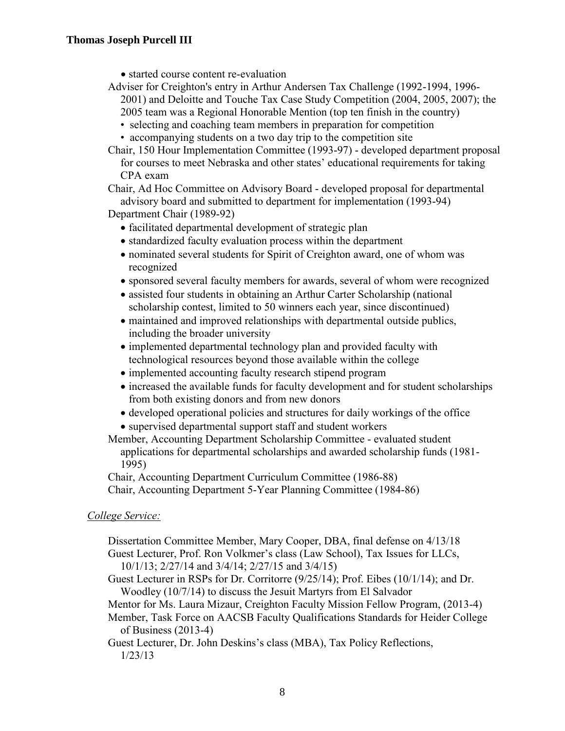- started course content re-evaluation

Adviser for Creighton's entry in Arthur Andersen Tax Challenge (1992-1994, 1996-2001) and Deloitte and Touche Tax Case Study Competition (2004, 2005, 2007); the 2005 team was a Regional Honorable Mention (top ten finish in the country)

- selecting and coaching team members in preparation for competition
- accompanying students on a two day trip to the competition site

Chair, 150 Hour Implementation Committee (1993-97) - developed department proposal for courses to meet Nebraska and other states' educational requirements for taking CPA exam

Chair, Ad Hoc Committee on Advisory Board - developed proposal for departmental advisory board and submitted to department for implementation (1993-94)

Department Chair (1989-92)

- facilitated departmental development of strategic plan
- standardized faculty evaluation process within the department
- nominated several students for Spirit of Creighton award, one of whom was recognized
- sponsored several faculty members for awards, several of whom were recognized
- assisted four students in obtaining an Arthur Carter Scholarship (national scholarship contest, limited to 50 winners each year, since discontinued)
- maintained and improved relationships with departmental outside publics, including the broader university
- implemented departmental technology plan and provided faculty with technological resources beyond those available within the college
- implemented accounting faculty research stipend program
- increased the available funds for faculty development and for student scholarships from both existing donors and from new donors
- developed operational policies and structures for daily workings of the office
- supervised departmental support staff and student workers

Member, Accounting Department Scholarship Committee - evaluated student applications for departmental scholarships and awarded scholarship funds (1981-1995)

Chair, Accounting Department Curriculum Committee (1986-88)

Chair, Accounting Department 5-Year Planning Committee (1984-86)

*College Service:*

Dissertation Committee Member, Mary Cooper, DBA, final defense on 4/13/18

Guest Lecturer, Prof. Ron Volkmer's class (Law School), Tax Issues for LLCs, 10/1/13; 2/27/14 and 3/4/14; 2/27/15 and 3/4/15)

Guest Lecturer in RSPs for Dr. Corritorre (9/25/14); Prof. Eibes (10/1/14); and Dr. Woodley (10/7/14) to discuss the Jesuit Martyrs from El Salvador

Mentor for Ms. Laura Mizaur, Creighton Faculty Mission Fellow Program, (2013-4)

Member, Task Force on AACSB Faculty Qualifications Standards for Heider College of Business (2013-4)

Guest Lecturer, Dr. John Deskins's class (MBA), Tax Policy Reflections, 1/23/13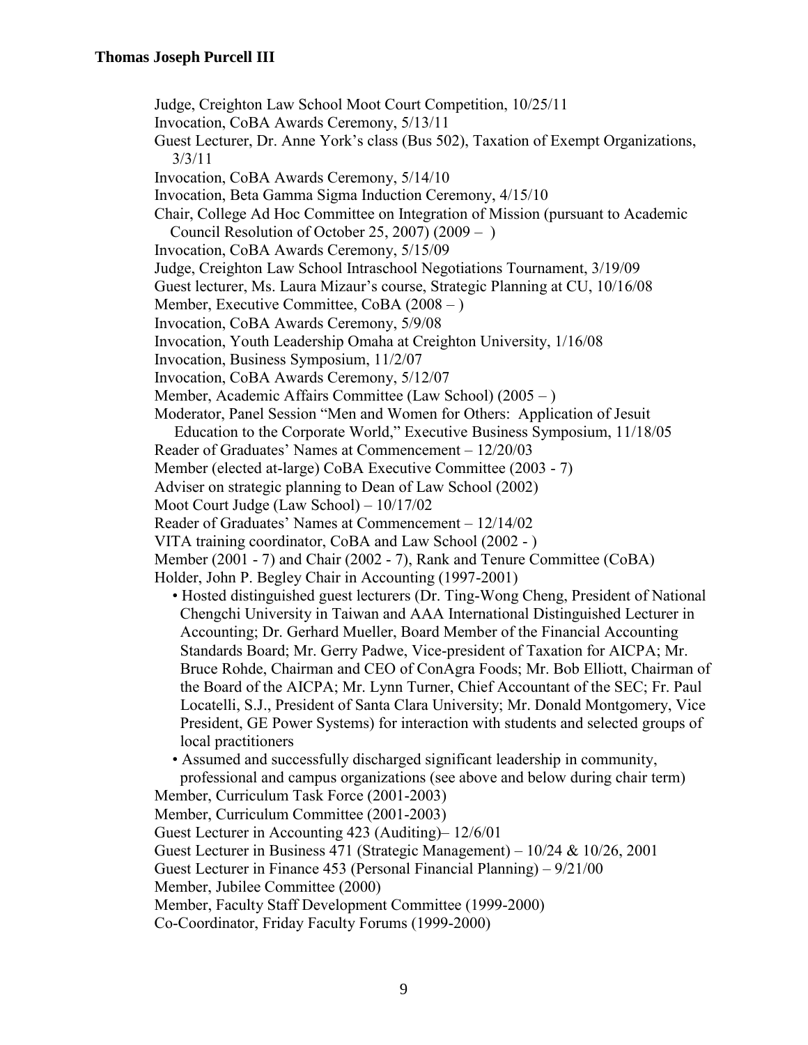Judge, Creighton Law School Moot Court Competition, 10/25/11
Invocation, CoBA Awards Ceremony, 5/13/11
Guest Lecturer, Dr. Anne York's class (Bus 502), Taxation of Exempt Organizations, 3/3/11
Invocation, CoBA Awards Ceremony, 5/14/10
Invocation, Beta Gamma Sigma Induction Ceremony, 4/15/10
Chair, College Ad Hoc Committee on Integration of Mission (pursuant to Academic Council Resolution of October 25, 2007) (2009 – )
Invocation, CoBA Awards Ceremony, 5/15/09
Judge, Creighton Law School Intraschool Negotiations Tournament, 3/19/09
Guest lecturer, Ms. Laura Mizaur's course, Strategic Planning at CU, 10/16/08
Member, Executive Committee, CoBA (2008 – )
Invocation, CoBA Awards Ceremony, 5/9/08
Invocation, Youth Leadership Omaha at Creighton University, 1/16/08
Invocation, Business Symposium, 11/2/07
Invocation, CoBA Awards Ceremony, 5/12/07
Member, Academic Affairs Committee (Law School) (2005 – )
Moderator, Panel Session "Men and Women for Others: Application of Jesuit Education to the Corporate World," Executive Business Symposium, 11/18/05
Reader of Graduates' Names at Commencement – 12/20/03
Member (elected at-large) CoBA Executive Committee (2003 - 7)
Adviser on strategic planning to Dean of Law School (2002)
Moot Court Judge (Law School) – 10/17/02
Reader of Graduates' Names at Commencement – 12/14/02
VITA training coordinator, CoBA and Law School (2002 - )
Member (2001 - 7) and Chair (2002 - 7), Rank and Tenure Committee (CoBA)
Holder, John P. Begley Chair in Accounting (1997-2001)

- Hosted distinguished guest lecturers (Dr. Ting-Wong Cheng, President of National Chengchi University in Taiwan and AAA International Distinguished Lecturer in Accounting; Dr. Gerhard Mueller, Board Member of the Financial Accounting Standards Board; Mr. Gerry Padwe, Vice-president of Taxation for AICPA; Mr. Bruce Rohde, Chairman and CEO of ConAgra Foods; Mr. Bob Elliott, Chairman of the Board of the AICPA; Mr. Lynn Turner, Chief Accountant of the SEC; Fr. Paul Locatelli, S.J., President of Santa Clara University; Mr. Donald Montgomery, Vice President, GE Power Systems) for interaction with students and selected groups of local practitioners
- Assumed and successfully discharged significant leadership in community, professional and campus organizations (see above and below during chair term)

Member, Curriculum Task Force (2001-2003)
Member, Curriculum Committee (2001-2003)
Guest Lecturer in Accounting 423 (Auditing)– 12/6/01
Guest Lecturer in Business 471 (Strategic Management) – 10/24 & 10/26, 2001
Guest Lecturer in Finance 453 (Personal Financial Planning) – 9/21/00
Member, Jubilee Committee (2000)
Member, Faculty Staff Development Committee (1999-2000)
Co-Coordinator, Friday Faculty Forums (1999-2000)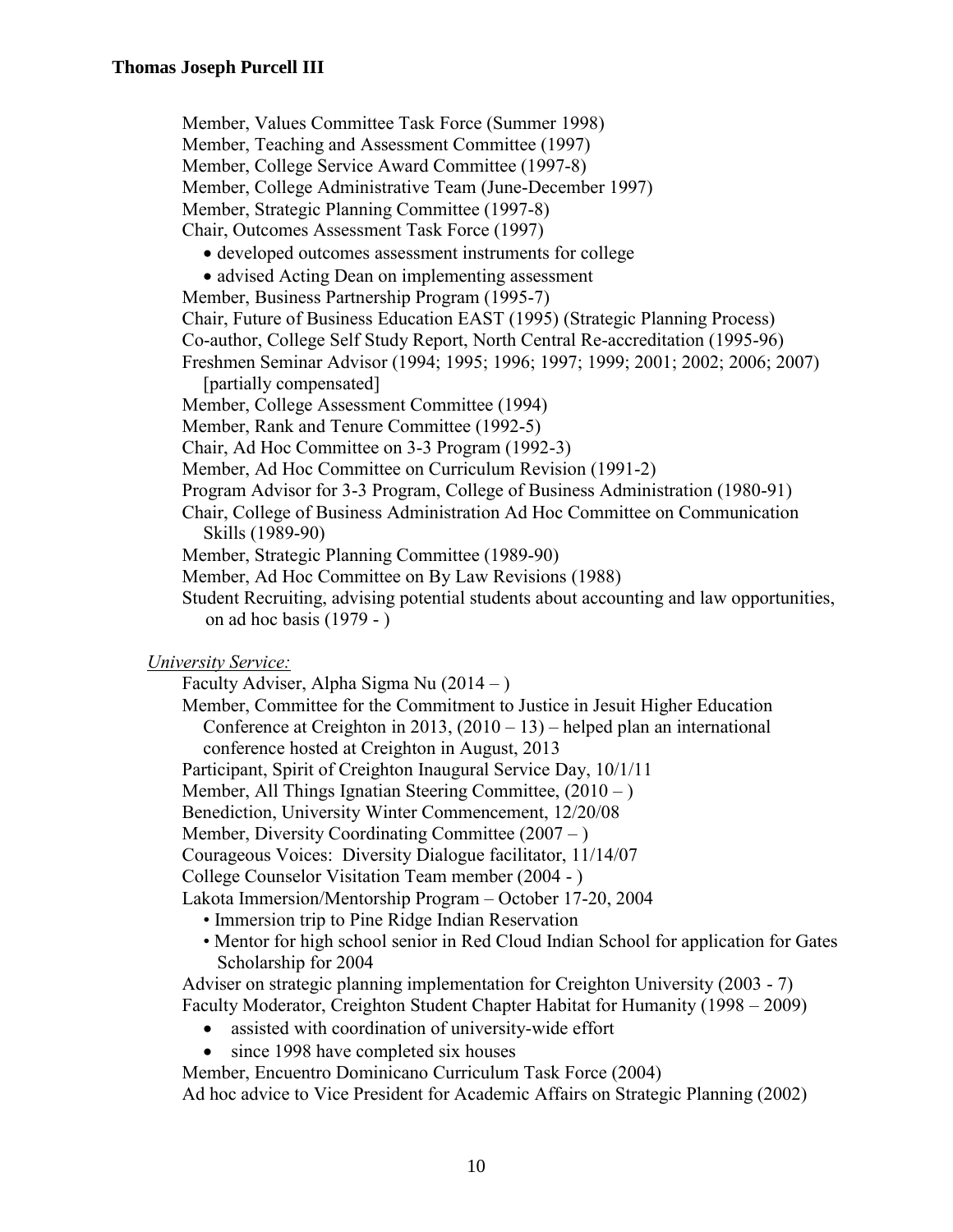Member, Values Committee Task Force (Summer 1998)
Member, Teaching and Assessment Committee (1997)
Member, College Service Award Committee (1997-8)
Member, College Administrative Team (June-December 1997)
Member, Strategic Planning Committee (1997-8)
Chair, Outcomes Assessment Task Force (1997)

- developed outcomes assessment instruments for college
- advised Acting Dean on implementing assessment

Member, Business Partnership Program (1995-7)
Chair, Future of Business Education EAST (1995) (Strategic Planning Process)
Co-author, College Self Study Report, North Central Re-accreditation (1995-96)
Freshmen Seminar Advisor (1994; 1995; 1996; 1997; 1999; 2001; 2002; 2006; 2007) [partially compensated]
Member, College Assessment Committee (1994)
Member, Rank and Tenure Committee (1992-5)
Chair, Ad Hoc Committee on 3-3 Program (1992-3)
Member, Ad Hoc Committee on Curriculum Revision (1991-2)
Program Advisor for 3-3 Program, College of Business Administration (1980-91)
Chair, College of Business Administration Ad Hoc Committee on Communication Skills (1989-90)
Member, Strategic Planning Committee (1989-90)
Member, Ad Hoc Committee on By Law Revisions (1988)
Student Recruiting, advising potential students about accounting and law opportunities, on ad hoc basis (1979 - )

*University Service:*

Faculty Adviser, Alpha Sigma Nu (2014 – )
Member, Committee for the Commitment to Justice in Jesuit Higher Education Conference at Creighton in 2013, (2010 – 13) – helped plan an international conference hosted at Creighton in August, 2013
Participant, Spirit of Creighton Inaugural Service Day, 10/1/11
Member, All Things Ignatian Steering Committee, (2010 – )
Benediction, University Winter Commencement, 12/20/08
Member, Diversity Coordinating Committee (2007 – )
Courageous Voices: Diversity Dialogue facilitator, 11/14/07
College Counselor Visitation Team member (2004 - )
Lakota Immersion/Mentorship Program – October 17-20, 2004

- Immersion trip to Pine Ridge Indian Reservation
- Mentor for high school senior in Red Cloud Indian School for application for Gates Scholarship for 2004

Adviser on strategic planning implementation for Creighton University (2003 - 7)
Faculty Moderator, Creighton Student Chapter Habitat for Humanity (1998 – 2009)

- assisted with coordination of university-wide effort
- since 1998 have completed six houses

Member, Encuentro Dominicano Curriculum Task Force (2004)
Ad hoc advice to Vice President for Academic Affairs on Strategic Planning (2002)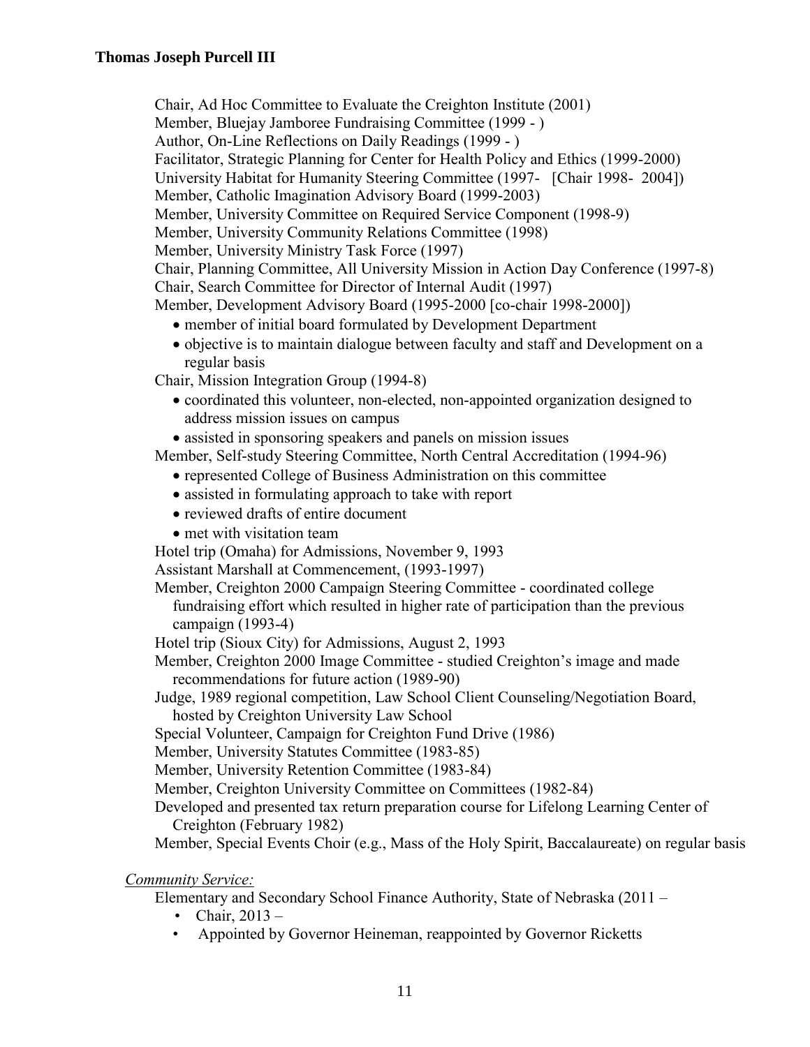Chair, Ad Hoc Committee to Evaluate the Creighton Institute (2001)
Member, Bluejay Jamboree Fundraising Committee (1999 - )
Author, On-Line Reflections on Daily Readings (1999 - )
Facilitator, Strategic Planning for Center for Health Policy and Ethics (1999-2000)
University Habitat for Humanity Steering Committee (1997- [Chair 1998- 2004])
Member, Catholic Imagination Advisory Board (1999-2003)
Member, University Committee on Required Service Component (1998-9)
Member, University Community Relations Committee (1998)
Member, University Ministry Task Force (1997)
Chair, Planning Committee, All University Mission in Action Day Conference (1997-8)
Chair, Search Committee for Director of Internal Audit (1997)
Member, Development Advisory Board (1995-2000 [co-chair 1998-2000])

- member of initial board formulated by Development Department
- objective is to maintain dialogue between faculty and staff and Development on a regular basis

Chair, Mission Integration Group (1994-8)

- coordinated this volunteer, non-elected, non-appointed organization designed to address mission issues on campus
- assisted in sponsoring speakers and panels on mission issues

Member, Self-study Steering Committee, North Central Accreditation (1994-96)

- represented College of Business Administration on this committee
- assisted in formulating approach to take with report
- reviewed drafts of entire document
- met with visitation team

Hotel trip (Omaha) for Admissions, November 9, 1993
Assistant Marshall at Commencement, (1993-1997)
Member, Creighton 2000 Campaign Steering Committee - coordinated college fundraising effort which resulted in higher rate of participation than the previous campaign (1993-4)
Hotel trip (Sioux City) for Admissions, August 2, 1993
Member, Creighton 2000 Image Committee - studied Creighton's image and made recommendations for future action (1989-90)
Judge, 1989 regional competition, Law School Client Counseling/Negotiation Board, hosted by Creighton University Law School
Special Volunteer, Campaign for Creighton Fund Drive (1986)
Member, University Statutes Committee (1983-85)
Member, University Retention Committee (1983-84)
Member, Creighton University Committee on Committees (1982-84)
Developed and presented tax return preparation course for Lifelong Learning Center of Creighton (February 1982)
Member, Special Events Choir (e.g., Mass of the Holy Spirit, Baccalaureate) on regular basis

*Community Service:*

Elementary and Secondary School Finance Authority, State of Nebraska (2011 –

- Chair, 2013 –
- Appointed by Governor Heineman, reappointed by Governor Ricketts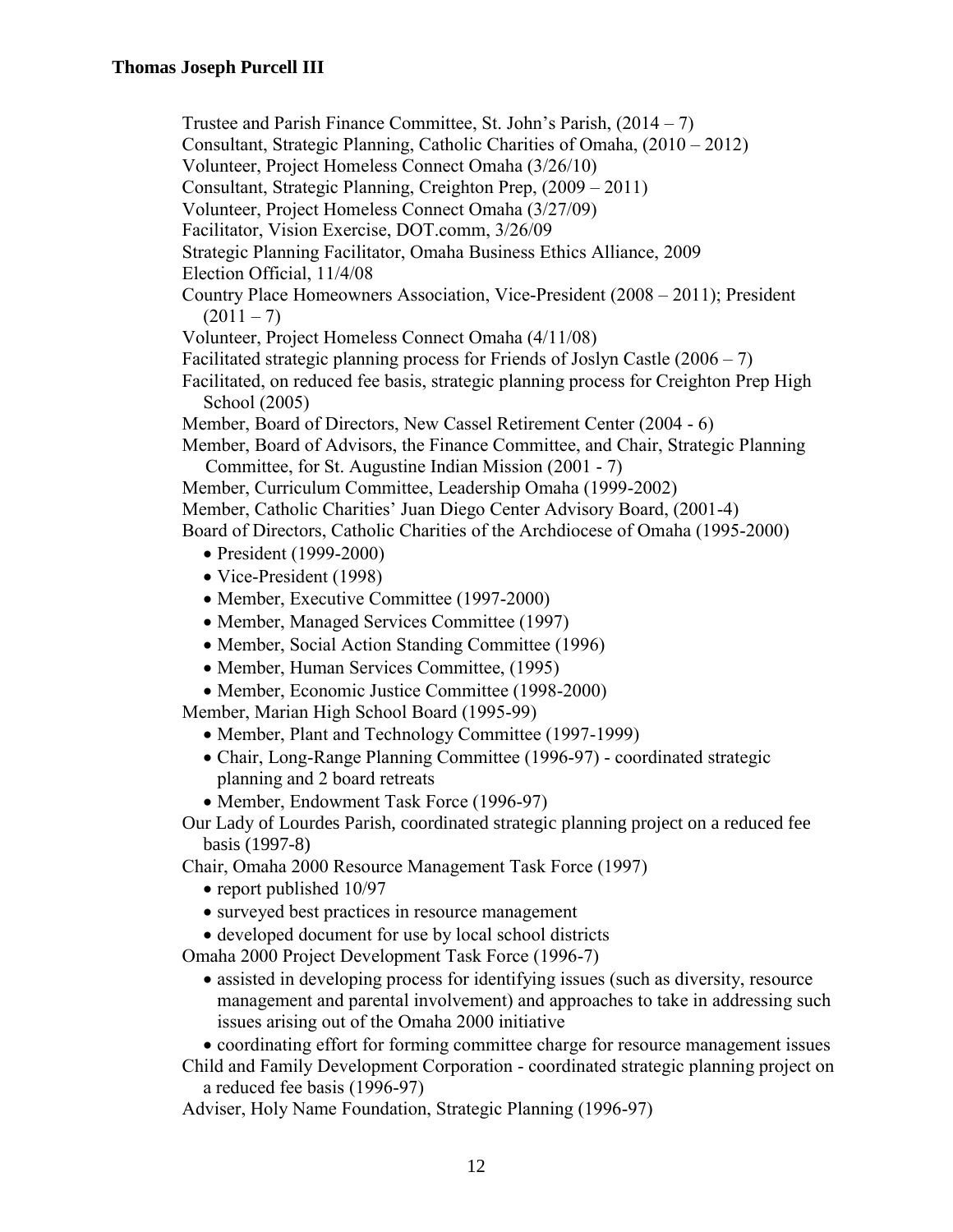Trustee and Parish Finance Committee, St. John's Parish, (2014 – 7)
Consultant, Strategic Planning, Catholic Charities of Omaha, (2010 – 2012)
Volunteer, Project Homeless Connect Omaha (3/26/10)
Consultant, Strategic Planning, Creighton Prep, (2009 – 2011)
Volunteer, Project Homeless Connect Omaha (3/27/09)
Facilitator, Vision Exercise, DOT.comm, 3/26/09
Strategic Planning Facilitator, Omaha Business Ethics Alliance, 2009
Election Official, 11/4/08
Country Place Homeowners Association, Vice-President (2008 – 2011); President (2011 – 7)
Volunteer, Project Homeless Connect Omaha (4/11/08)
Facilitated strategic planning process for Friends of Joslyn Castle (2006 – 7)
Facilitated, on reduced fee basis, strategic planning process for Creighton Prep High School (2005)
Member, Board of Directors, New Cassel Retirement Center (2004 - 6)
Member, Board of Advisors, the Finance Committee, and Chair, Strategic Planning Committee, for St. Augustine Indian Mission (2001 - 7)
Member, Curriculum Committee, Leadership Omaha (1999-2002)
Member, Catholic Charities' Juan Diego Center Advisory Board, (2001-4)
Board of Directors, Catholic Charities of the Archdiocese of Omaha (1995-2000)

- President (1999-2000)
- Vice-President (1998)
- Member, Executive Committee (1997-2000)
- Member, Managed Services Committee (1997)
- Member, Social Action Standing Committee (1996)
- Member, Human Services Committee, (1995)
- Member, Economic Justice Committee (1998-2000)

Member, Marian High School Board (1995-99)

- Member, Plant and Technology Committee (1997-1999)
- Chair, Long-Range Planning Committee (1996-97) - coordinated strategic planning and 2 board retreats
- Member, Endowment Task Force (1996-97)

Our Lady of Lourdes Parish, coordinated strategic planning project on a reduced fee basis (1997-8)
Chair, Omaha 2000 Resource Management Task Force (1997)

- report published 10/97
- surveyed best practices in resource management
- developed document for use by local school districts

Omaha 2000 Project Development Task Force (1996-7)

- assisted in developing process for identifying issues (such as diversity, resource management and parental involvement) and approaches to take in addressing such issues arising out of the Omaha 2000 initiative
- coordinating effort for forming committee charge for resource management issues

Child and Family Development Corporation - coordinated strategic planning project on a reduced fee basis (1996-97)
Adviser, Holy Name Foundation, Strategic Planning (1996-97)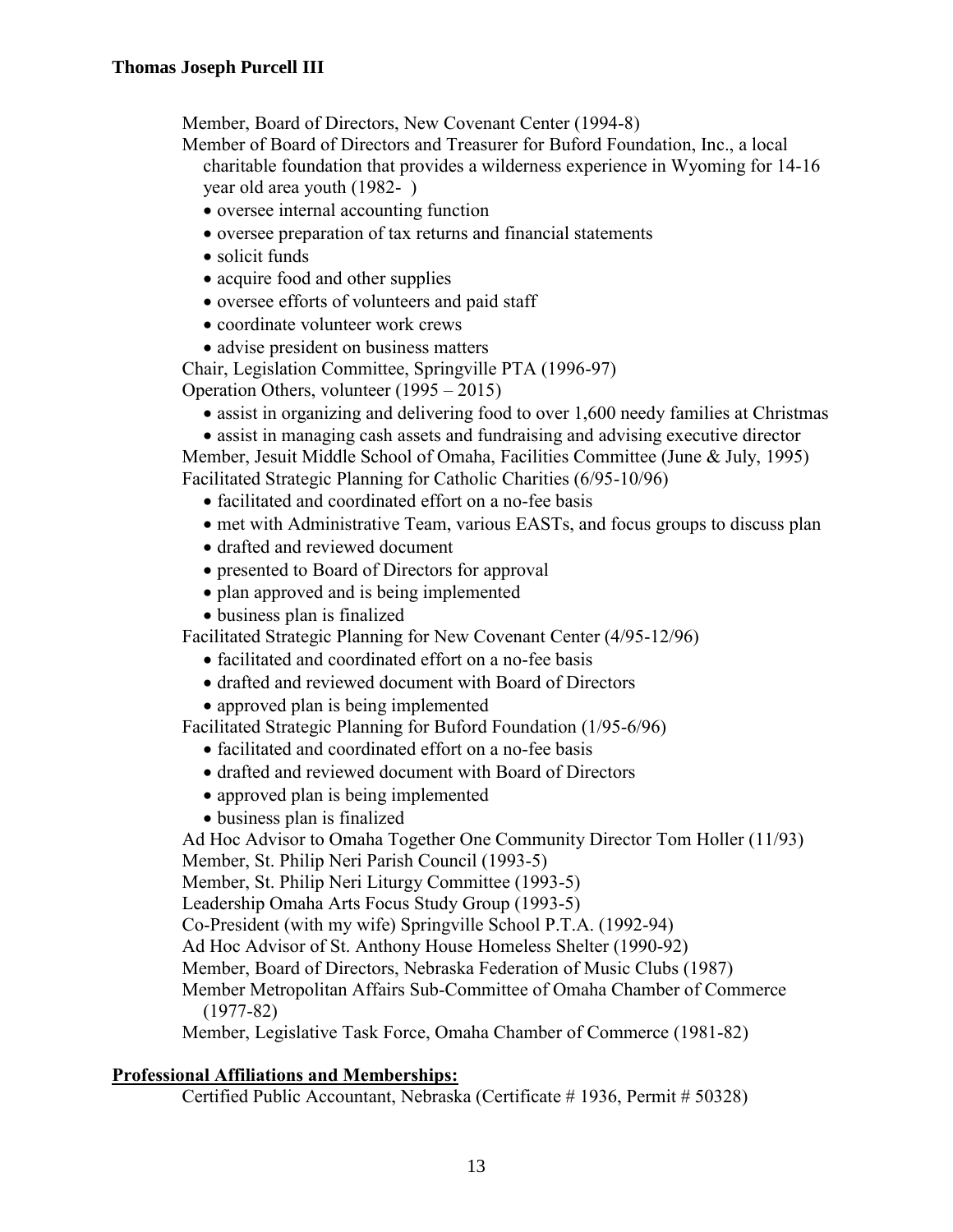Member, Board of Directors, New Covenant Center (1994-8)

Member of Board of Directors and Treasurer for Buford Foundation, Inc., a local charitable foundation that provides a wilderness experience in Wyoming for 14-16 year old area youth (1982- )

- oversee internal accounting function
- oversee preparation of tax returns and financial statements
- solicit funds
- acquire food and other supplies
- oversee efforts of volunteers and paid staff
- coordinate volunteer work crews
- advise president on business matters

Chair, Legislation Committee, Springville PTA (1996-97)

Operation Others, volunteer (1995 – 2015)

- assist in organizing and delivering food to over 1,600 needy families at Christmas
- assist in managing cash assets and fundraising and advising executive director

Member, Jesuit Middle School of Omaha, Facilities Committee (June & July, 1995)

Facilitated Strategic Planning for Catholic Charities (6/95-10/96)

- facilitated and coordinated effort on a no-fee basis
- met with Administrative Team, various EASTs, and focus groups to discuss plan
- drafted and reviewed document
- presented to Board of Directors for approval
- plan approved and is being implemented
- business plan is finalized

Facilitated Strategic Planning for New Covenant Center (4/95-12/96)

- facilitated and coordinated effort on a no-fee basis
- drafted and reviewed document with Board of Directors
- approved plan is being implemented

Facilitated Strategic Planning for Buford Foundation (1/95-6/96)

- facilitated and coordinated effort on a no-fee basis
- drafted and reviewed document with Board of Directors
- approved plan is being implemented
- business plan is finalized

Ad Hoc Advisor to Omaha Together One Community Director Tom Holler (11/93)

Member, St. Philip Neri Parish Council (1993-5)

Member, St. Philip Neri Liturgy Committee (1993-5)

Leadership Omaha Arts Focus Study Group (1993-5)

Co-President (with my wife) Springville School P.T.A. (1992-94)

Ad Hoc Advisor of St. Anthony House Homeless Shelter (1990-92)

Member, Board of Directors, Nebraska Federation of Music Clubs (1987)

Member Metropolitan Affairs Sub-Committee of Omaha Chamber of Commerce (1977-82)

Member, Legislative Task Force, Omaha Chamber of Commerce (1981-82)

## Professional Affiliations and Memberships:

Certified Public Accountant, Nebraska (Certificate # 1936, Permit # 50328)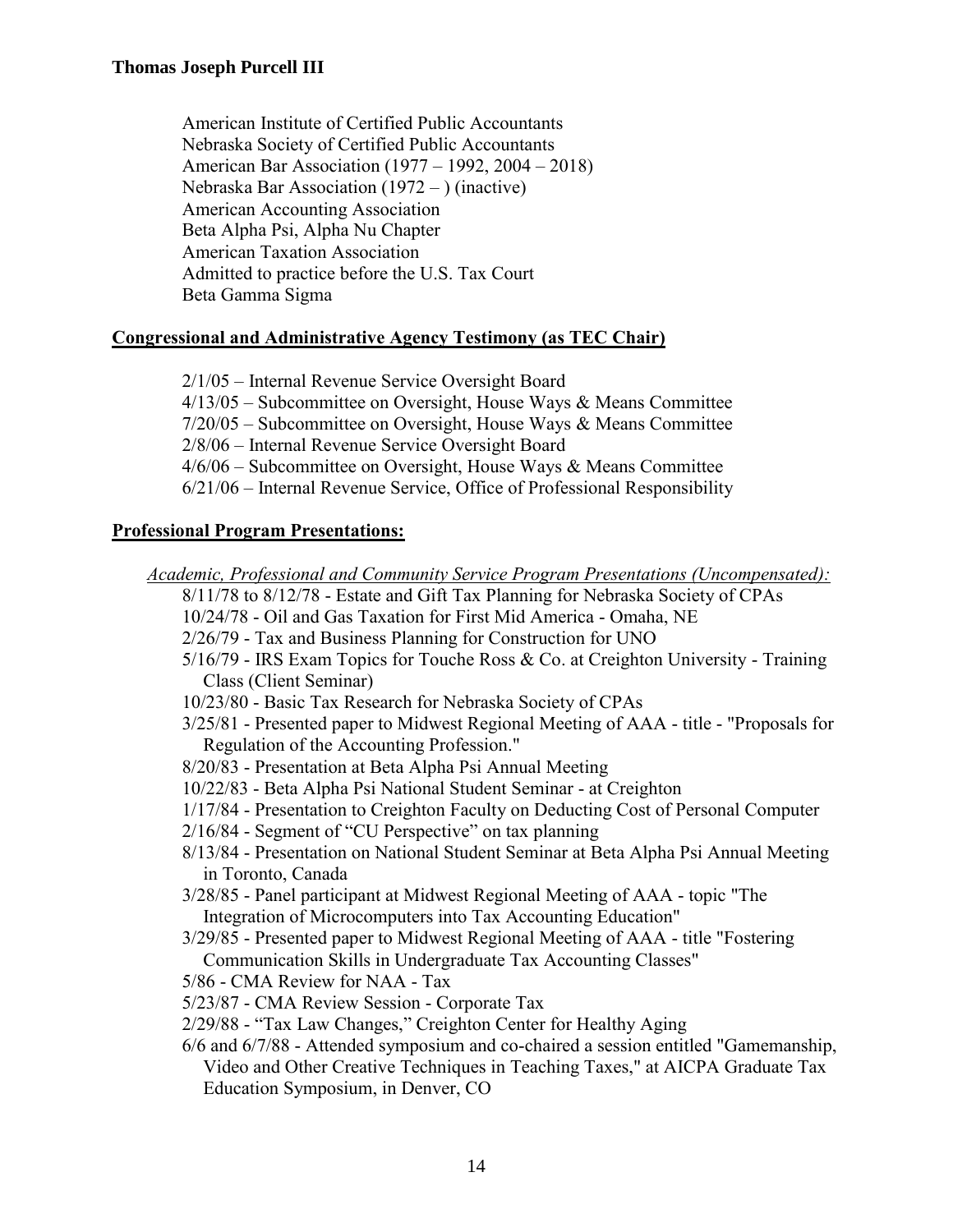American Institute of Certified Public Accountants
Nebraska Society of Certified Public Accountants
American Bar Association (1977 – 1992, 2004 – 2018)
Nebraska Bar Association (1972 – ) (inactive)
American Accounting Association
Beta Alpha Psi, Alpha Nu Chapter
American Taxation Association
Admitted to practice before the U.S. Tax Court
Beta Gamma Sigma

## Congressional and Administrative Agency Testimony (as TEC Chair)

2/1/05 – Internal Revenue Service Oversight Board
4/13/05 – Subcommittee on Oversight, House Ways & Means Committee
7/20/05 – Subcommittee on Oversight, House Ways & Means Committee
2/8/06 – Internal Revenue Service Oversight Board
4/6/06 – Subcommittee on Oversight, House Ways & Means Committee
6/21/06 – Internal Revenue Service, Office of Professional Responsibility

## Professional Program Presentations:

*Academic, Professional and Community Service Program Presentations (Uncompensated):*

- 8/11/78 to 8/12/78 - Estate and Gift Tax Planning for Nebraska Society of CPAs
- 10/24/78 - Oil and Gas Taxation for First Mid America - Omaha, NE
- 2/26/79 - Tax and Business Planning for Construction for UNO
- 5/16/79 - IRS Exam Topics for Touche Ross & Co. at Creighton University - Training Class (Client Seminar)
- 10/23/80 - Basic Tax Research for Nebraska Society of CPAs
- 3/25/81 - Presented paper to Midwest Regional Meeting of AAA - title - "Proposals for Regulation of the Accounting Profession."
- 8/20/83 - Presentation at Beta Alpha Psi Annual Meeting
- 10/22/83 - Beta Alpha Psi National Student Seminar - at Creighton
- 1/17/84 - Presentation to Creighton Faculty on Deducting Cost of Personal Computer
- 2/16/84 - Segment of "CU Perspective" on tax planning
- 8/13/84 - Presentation on National Student Seminar at Beta Alpha Psi Annual Meeting in Toronto, Canada
- 3/28/85 - Panel participant at Midwest Regional Meeting of AAA - topic "The Integration of Microcomputers into Tax Accounting Education"
- 3/29/85 - Presented paper to Midwest Regional Meeting of AAA - title "Fostering Communication Skills in Undergraduate Tax Accounting Classes"
- 5/86 - CMA Review for NAA - Tax
- 5/23/87 - CMA Review Session - Corporate Tax
- 2/29/88 - "Tax Law Changes," Creighton Center for Healthy Aging
- 6/6 and 6/7/88 - Attended symposium and co-chaired a session entitled "Gamemanship, Video and Other Creative Techniques in Teaching Taxes," at AICPA Graduate Tax Education Symposium, in Denver, CO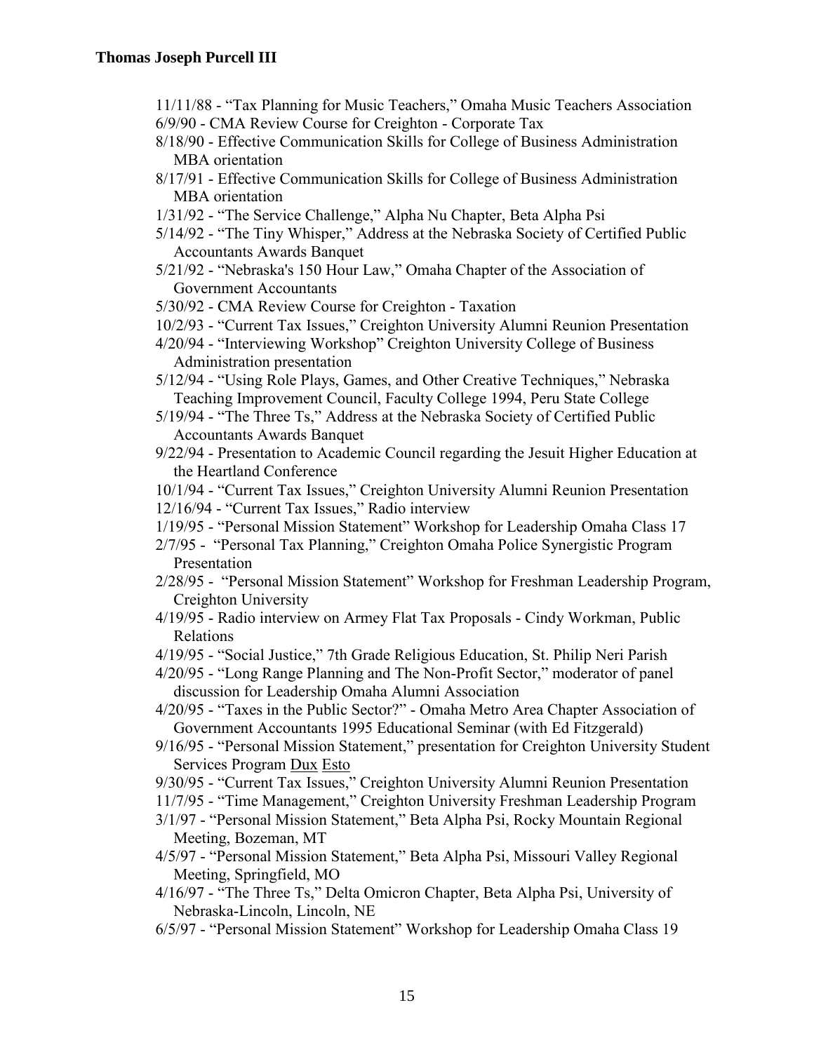11/11/88 - "Tax Planning for Music Teachers," Omaha Music Teachers Association
6/9/90 - CMA Review Course for Creighton - Corporate Tax
8/18/90 - Effective Communication Skills for College of Business Administration MBA orientation
8/17/91 - Effective Communication Skills for College of Business Administration MBA orientation
1/31/92 - "The Service Challenge," Alpha Nu Chapter, Beta Alpha Psi
5/14/92 - "The Tiny Whisper," Address at the Nebraska Society of Certified Public Accountants Awards Banquet
5/21/92 - "Nebraska's 150 Hour Law," Omaha Chapter of the Association of Government Accountants
5/30/92 - CMA Review Course for Creighton - Taxation
10/2/93 - "Current Tax Issues," Creighton University Alumni Reunion Presentation
4/20/94 - "Interviewing Workshop" Creighton University College of Business Administration presentation
5/12/94 - "Using Role Plays, Games, and Other Creative Techniques," Nebraska Teaching Improvement Council, Faculty College 1994, Peru State College
5/19/94 - "The Three Ts," Address at the Nebraska Society of Certified Public Accountants Awards Banquet
9/22/94 - Presentation to Academic Council regarding the Jesuit Higher Education at the Heartland Conference
10/1/94 - "Current Tax Issues," Creighton University Alumni Reunion Presentation
12/16/94 - "Current Tax Issues," Radio interview
1/19/95 - "Personal Mission Statement" Workshop for Leadership Omaha Class 17
2/7/95 - "Personal Tax Planning," Creighton Omaha Police Synergistic Program Presentation
2/28/95 - "Personal Mission Statement" Workshop for Freshman Leadership Program, Creighton University
4/19/95 - Radio interview on Armey Flat Tax Proposals - Cindy Workman, Public Relations
4/19/95 - "Social Justice," 7th Grade Religious Education, St. Philip Neri Parish
4/20/95 - "Long Range Planning and The Non-Profit Sector," moderator of panel discussion for Leadership Omaha Alumni Association
4/20/95 - "Taxes in the Public Sector?" - Omaha Metro Area Chapter Association of Government Accountants 1995 Educational Seminar (with Ed Fitzgerald)
9/16/95 - "Personal Mission Statement," presentation for Creighton University Student Services Program Dux Esto
9/30/95 - "Current Tax Issues," Creighton University Alumni Reunion Presentation
11/7/95 - "Time Management," Creighton University Freshman Leadership Program
3/1/97 - "Personal Mission Statement," Beta Alpha Psi, Rocky Mountain Regional Meeting, Bozeman, MT
4/5/97 - "Personal Mission Statement," Beta Alpha Psi, Missouri Valley Regional Meeting, Springfield, MO
4/16/97 - "The Three Ts," Delta Omicron Chapter, Beta Alpha Psi, University of Nebraska-Lincoln, Lincoln, NE
6/5/97 - "Personal Mission Statement" Workshop for Leadership Omaha Class 19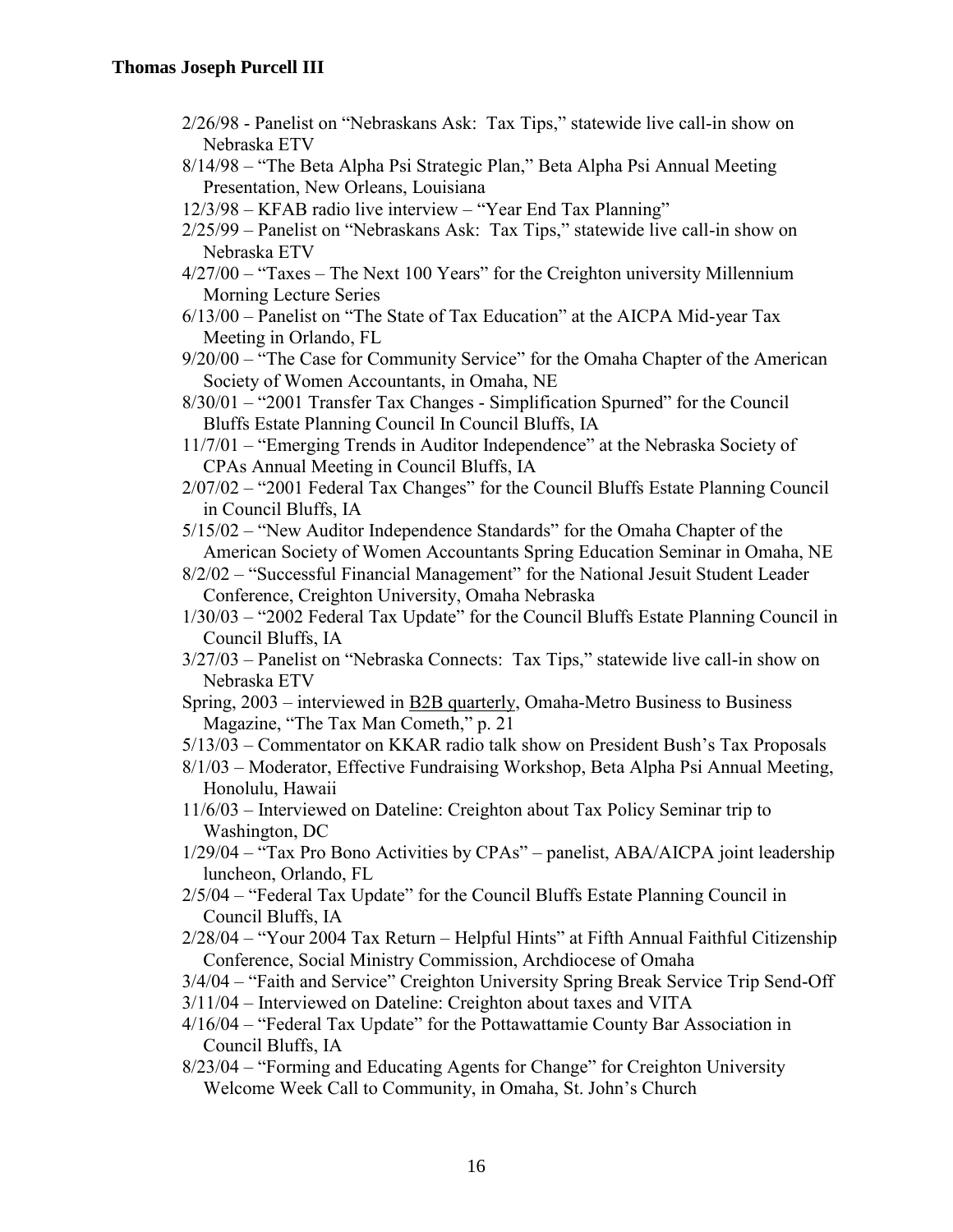2/26/98 - Panelist on "Nebraskans Ask: Tax Tips," statewide live call-in show on Nebraska ETV

8/14/98 – "The Beta Alpha Psi Strategic Plan," Beta Alpha Psi Annual Meeting Presentation, New Orleans, Louisiana

12/3/98 – KFAB radio live interview – "Year End Tax Planning"

2/25/99 – Panelist on "Nebraskans Ask: Tax Tips," statewide live call-in show on Nebraska ETV

4/27/00 – "Taxes – The Next 100 Years" for the Creighton university Millennium Morning Lecture Series

6/13/00 – Panelist on "The State of Tax Education" at the AICPA Mid-year Tax Meeting in Orlando, FL

9/20/00 – "The Case for Community Service" for the Omaha Chapter of the American Society of Women Accountants, in Omaha, NE

8/30/01 – "2001 Transfer Tax Changes - Simplification Spurned" for the Council Bluffs Estate Planning Council In Council Bluffs, IA

11/7/01 – "Emerging Trends in Auditor Independence" at the Nebraska Society of CPAs Annual Meeting in Council Bluffs, IA

2/07/02 – "2001 Federal Tax Changes" for the Council Bluffs Estate Planning Council in Council Bluffs, IA

5/15/02 – "New Auditor Independence Standards" for the Omaha Chapter of the American Society of Women Accountants Spring Education Seminar in Omaha, NE

8/2/02 – "Successful Financial Management" for the National Jesuit Student Leader Conference, Creighton University, Omaha Nebraska

1/30/03 – "2002 Federal Tax Update" for the Council Bluffs Estate Planning Council in Council Bluffs, IA

3/27/03 – Panelist on "Nebraska Connects: Tax Tips," statewide live call-in show on Nebraska ETV

Spring, 2003 – interviewed in B2B quarterly, Omaha-Metro Business to Business Magazine, "The Tax Man Cometh," p. 21

5/13/03 – Commentator on KKAR radio talk show on President Bush's Tax Proposals

8/1/03 – Moderator, Effective Fundraising Workshop, Beta Alpha Psi Annual Meeting, Honolulu, Hawaii

11/6/03 – Interviewed on Dateline: Creighton about Tax Policy Seminar trip to Washington, DC

1/29/04 – "Tax Pro Bono Activities by CPAs" – panelist, ABA/AICPA joint leadership luncheon, Orlando, FL

2/5/04 – "Federal Tax Update" for the Council Bluffs Estate Planning Council in Council Bluffs, IA

2/28/04 – "Your 2004 Tax Return – Helpful Hints" at Fifth Annual Faithful Citizenship Conference, Social Ministry Commission, Archdiocese of Omaha

3/4/04 – "Faith and Service" Creighton University Spring Break Service Trip Send-Off

3/11/04 – Interviewed on Dateline: Creighton about taxes and VITA

4/16/04 – "Federal Tax Update" for the Pottawattamie County Bar Association in Council Bluffs, IA

8/23/04 – "Forming and Educating Agents for Change" for Creighton University Welcome Week Call to Community, in Omaha, St. John's Church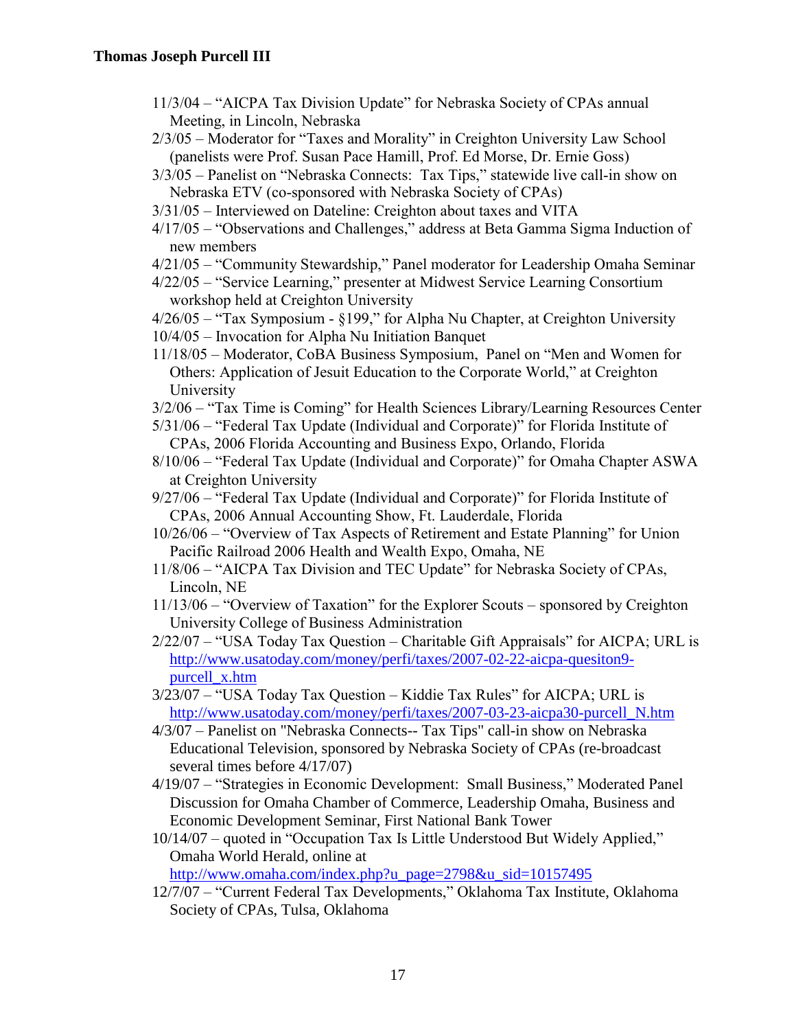- 11/3/04 – "AICPA Tax Division Update" for Nebraska Society of CPAs annual Meeting, in Lincoln, Nebraska
- 2/3/05 – Moderator for "Taxes and Morality" in Creighton University Law School (panelists were Prof. Susan Pace Hamill, Prof. Ed Morse, Dr. Ernie Goss)
- 3/3/05 – Panelist on "Nebraska Connects: Tax Tips," statewide live call-in show on Nebraska ETV (co-sponsored with Nebraska Society of CPAs)
- 3/31/05 – Interviewed on Dateline: Creighton about taxes and VITA
- 4/17/05 – "Observations and Challenges," address at Beta Gamma Sigma Induction of new members
- 4/21/05 – "Community Stewardship," Panel moderator for Leadership Omaha Seminar
- 4/22/05 – "Service Learning," presenter at Midwest Service Learning Consortium workshop held at Creighton University
- 4/26/05 – "Tax Symposium - §199," for Alpha Nu Chapter, at Creighton University
- 10/4/05 – Invocation for Alpha Nu Initiation Banquet
- 11/18/05 – Moderator, CoBA Business Symposium, Panel on "Men and Women for Others: Application of Jesuit Education to the Corporate World," at Creighton University
- 3/2/06 – "Tax Time is Coming" for Health Sciences Library/Learning Resources Center
- 5/31/06 – "Federal Tax Update (Individual and Corporate)" for Florida Institute of CPAs, 2006 Florida Accounting and Business Expo, Orlando, Florida
- 8/10/06 – "Federal Tax Update (Individual and Corporate)" for Omaha Chapter ASWA at Creighton University
- 9/27/06 – "Federal Tax Update (Individual and Corporate)" for Florida Institute of CPAs, 2006 Annual Accounting Show, Ft. Lauderdale, Florida
- 10/26/06 – "Overview of Tax Aspects of Retirement and Estate Planning" for Union Pacific Railroad 2006 Health and Wealth Expo, Omaha, NE
- 11/8/06 – "AICPA Tax Division and TEC Update" for Nebraska Society of CPAs, Lincoln, NE
- 11/13/06 – "Overview of Taxation" for the Explorer Scouts – sponsored by Creighton University College of Business Administration
- 2/22/07 – "USA Today Tax Question – Charitable Gift Appraisals" for AICPA; URL is http://www.usatoday.com/money/perfi/taxes/2007-02-22-aicpa-quesiton9-purcell_x.htm
- 3/23/07 – "USA Today Tax Question – Kiddie Tax Rules" for AICPA; URL is http://www.usatoday.com/money/perfi/taxes/2007-03-23-aicpa30-purcell_N.htm
- 4/3/07 – Panelist on "Nebraska Connects-- Tax Tips" call-in show on Nebraska Educational Television, sponsored by Nebraska Society of CPAs (re-broadcast several times before 4/17/07)
- 4/19/07 – "Strategies in Economic Development: Small Business," Moderated Panel Discussion for Omaha Chamber of Commerce, Leadership Omaha, Business and Economic Development Seminar, First National Bank Tower
- 10/14/07 – quoted in "Occupation Tax Is Little Understood But Widely Applied," Omaha World Herald, online at http://www.omaha.com/index.php?u_page=2798&u_sid=10157495
- 12/7/07 – "Current Federal Tax Developments," Oklahoma Tax Institute, Oklahoma Society of CPAs, Tulsa, Oklahoma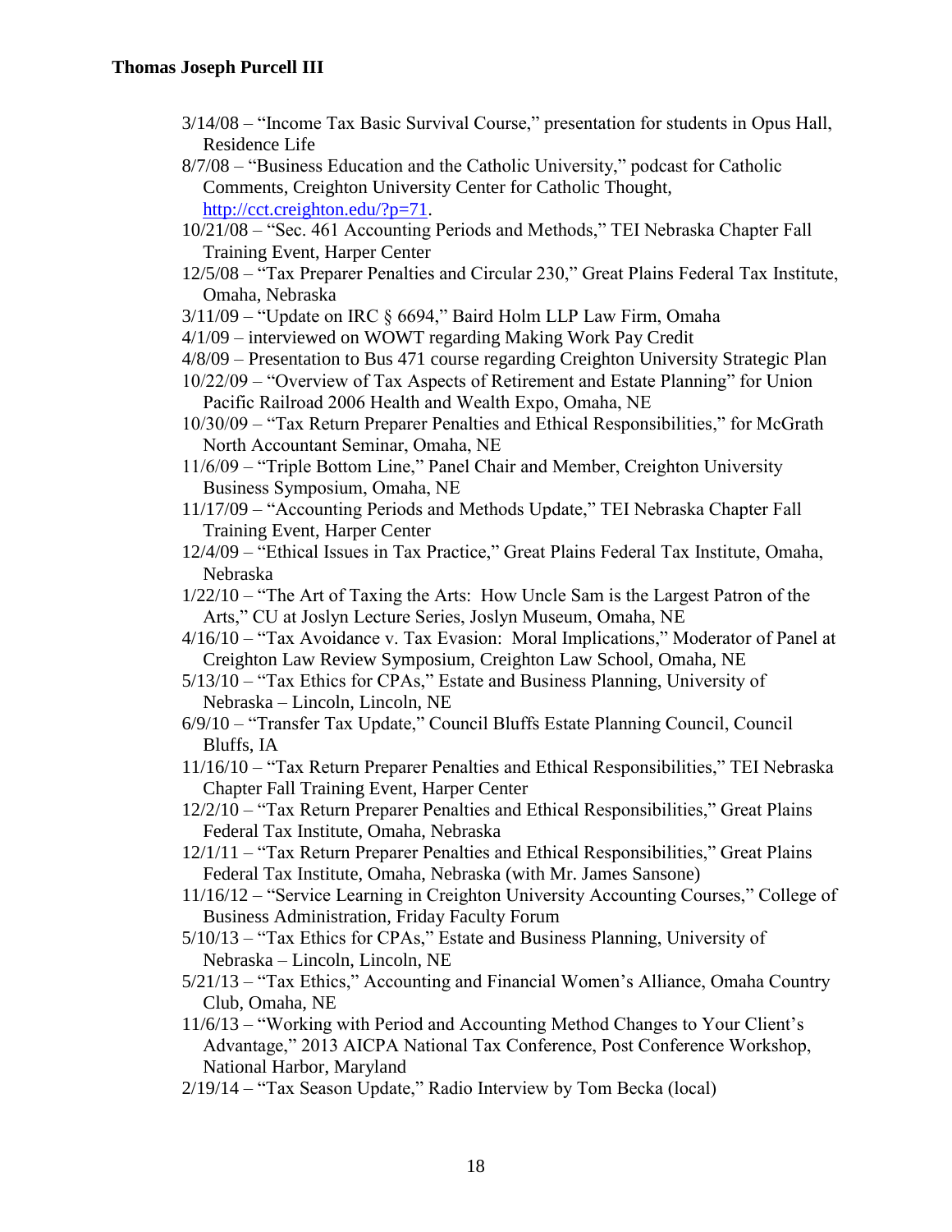- 3/14/08 – "Income Tax Basic Survival Course," presentation for students in Opus Hall, Residence Life
- 8/7/08 – "Business Education and the Catholic University," podcast for Catholic Comments, Creighton University Center for Catholic Thought, http://cct.creighton.edu/?p=71.
- 10/21/08 – "Sec. 461 Accounting Periods and Methods," TEI Nebraska Chapter Fall Training Event, Harper Center
- 12/5/08 – "Tax Preparer Penalties and Circular 230," Great Plains Federal Tax Institute, Omaha, Nebraska
- 3/11/09 – "Update on IRC § 6694," Baird Holm LLP Law Firm, Omaha
- 4/1/09 – interviewed on WOWT regarding Making Work Pay Credit
- 4/8/09 – Presentation to Bus 471 course regarding Creighton University Strategic Plan
- 10/22/09 – "Overview of Tax Aspects of Retirement and Estate Planning" for Union Pacific Railroad 2006 Health and Wealth Expo, Omaha, NE
- 10/30/09 – "Tax Return Preparer Penalties and Ethical Responsibilities," for McGrath North Accountant Seminar, Omaha, NE
- 11/6/09 – "Triple Bottom Line," Panel Chair and Member, Creighton University Business Symposium, Omaha, NE
- 11/17/09 – "Accounting Periods and Methods Update," TEI Nebraska Chapter Fall Training Event, Harper Center
- 12/4/09 – "Ethical Issues in Tax Practice," Great Plains Federal Tax Institute, Omaha, Nebraska
- 1/22/10 – "The Art of Taxing the Arts: How Uncle Sam is the Largest Patron of the Arts," CU at Joslyn Lecture Series, Joslyn Museum, Omaha, NE
- 4/16/10 – "Tax Avoidance v. Tax Evasion: Moral Implications," Moderator of Panel at Creighton Law Review Symposium, Creighton Law School, Omaha, NE
- 5/13/10 – "Tax Ethics for CPAs," Estate and Business Planning, University of Nebraska – Lincoln, Lincoln, NE
- 6/9/10 – "Transfer Tax Update," Council Bluffs Estate Planning Council, Council Bluffs, IA
- 11/16/10 – "Tax Return Preparer Penalties and Ethical Responsibilities," TEI Nebraska Chapter Fall Training Event, Harper Center
- 12/2/10 – "Tax Return Preparer Penalties and Ethical Responsibilities," Great Plains Federal Tax Institute, Omaha, Nebraska
- 12/1/11 – "Tax Return Preparer Penalties and Ethical Responsibilities," Great Plains Federal Tax Institute, Omaha, Nebraska (with Mr. James Sansone)
- 11/16/12 – "Service Learning in Creighton University Accounting Courses," College of Business Administration, Friday Faculty Forum
- 5/10/13 – "Tax Ethics for CPAs," Estate and Business Planning, University of Nebraska – Lincoln, Lincoln, NE
- 5/21/13 – "Tax Ethics," Accounting and Financial Women's Alliance, Omaha Country Club, Omaha, NE
- 11/6/13 – "Working with Period and Accounting Method Changes to Your Client's Advantage," 2013 AICPA National Tax Conference, Post Conference Workshop, National Harbor, Maryland
- 2/19/14 – "Tax Season Update," Radio Interview by Tom Becka (local)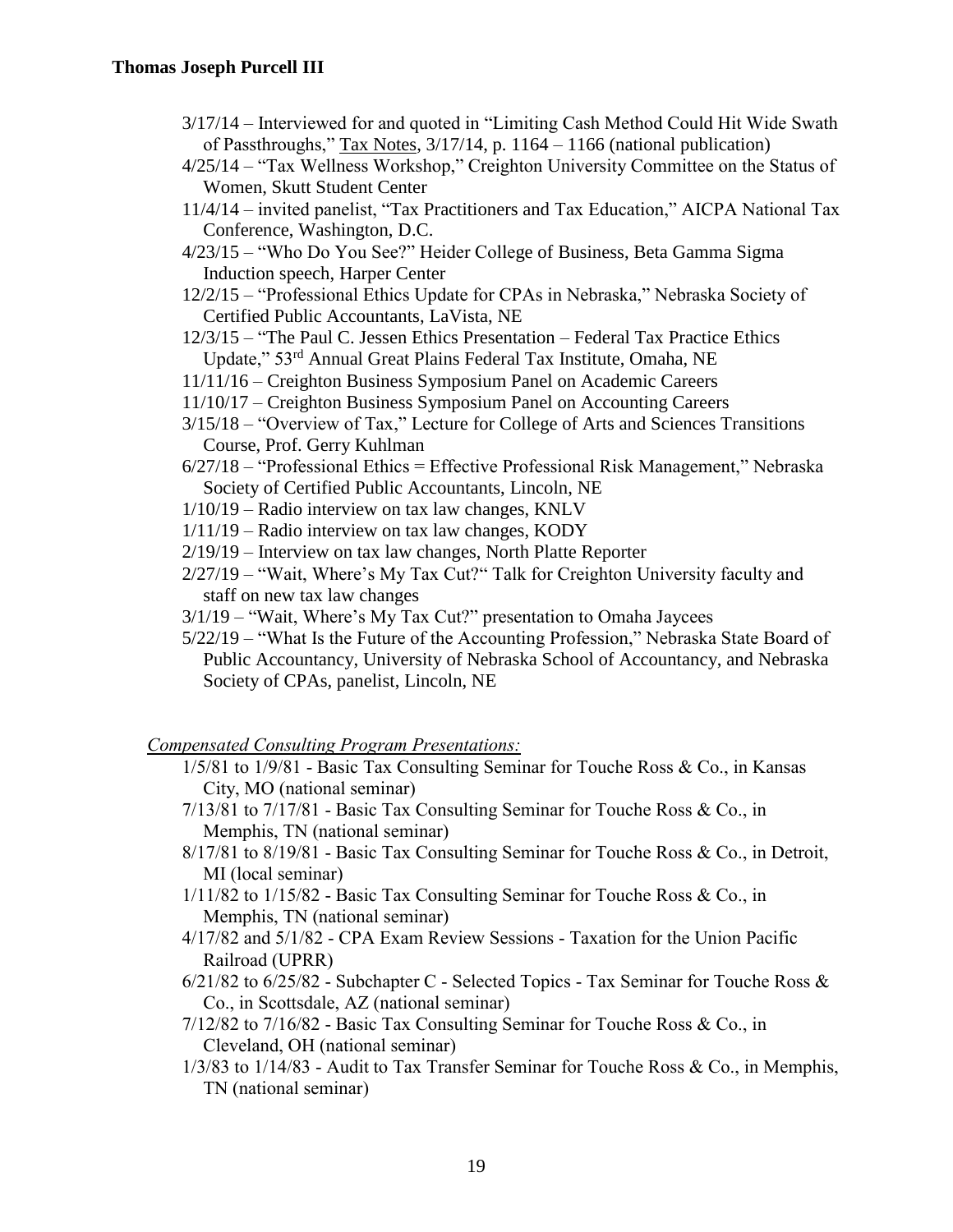- 3/17/14 – Interviewed for and quoted in "Limiting Cash Method Could Hit Wide Swath of Passthroughs," Tax Notes, 3/17/14, p. 1164 – 1166 (national publication)
- 4/25/14 – "Tax Wellness Workshop," Creighton University Committee on the Status of Women, Skutt Student Center
- 11/4/14 – invited panelist, "Tax Practitioners and Tax Education," AICPA National Tax Conference, Washington, D.C.
- 4/23/15 – "Who Do You See?" Heider College of Business, Beta Gamma Sigma Induction speech, Harper Center
- 12/2/15 – "Professional Ethics Update for CPAs in Nebraska," Nebraska Society of Certified Public Accountants, LaVista, NE
- 12/3/15 – "The Paul C. Jessen Ethics Presentation – Federal Tax Practice Ethics Update," 53rd Annual Great Plains Federal Tax Institute, Omaha, NE
- 11/11/16 – Creighton Business Symposium Panel on Academic Careers
- 11/10/17 – Creighton Business Symposium Panel on Accounting Careers
- 3/15/18 – "Overview of Tax," Lecture for College of Arts and Sciences Transitions Course, Prof. Gerry Kuhlman
- 6/27/18 – "Professional Ethics = Effective Professional Risk Management," Nebraska Society of Certified Public Accountants, Lincoln, NE
- 1/10/19 – Radio interview on tax law changes, KNLV
- 1/11/19 – Radio interview on tax law changes, KODY
- 2/19/19 – Interview on tax law changes, North Platte Reporter
- 2/27/19 – "Wait, Where's My Tax Cut?" Talk for Creighton University faculty and staff on new tax law changes
- 3/1/19 – "Wait, Where's My Tax Cut?" presentation to Omaha Jaycees
- 5/22/19 – "What Is the Future of the Accounting Profession," Nebraska State Board of Public Accountancy, University of Nebraska School of Accountancy, and Nebraska Society of CPAs, panelist, Lincoln, NE

*Compensated Consulting Program Presentations:*

- 1/5/81 to 1/9/81 - Basic Tax Consulting Seminar for Touche Ross & Co., in Kansas City, MO (national seminar)
- 7/13/81 to 7/17/81 - Basic Tax Consulting Seminar for Touche Ross & Co., in Memphis, TN (national seminar)
- 8/17/81 to 8/19/81 - Basic Tax Consulting Seminar for Touche Ross & Co., in Detroit, MI (local seminar)
- 1/11/82 to 1/15/82 - Basic Tax Consulting Seminar for Touche Ross & Co., in Memphis, TN (national seminar)
- 4/17/82 and 5/1/82 - CPA Exam Review Sessions - Taxation for the Union Pacific Railroad (UPRR)
- 6/21/82 to 6/25/82 - Subchapter C - Selected Topics - Tax Seminar for Touche Ross & Co., in Scottsdale, AZ (national seminar)
- 7/12/82 to 7/16/82 - Basic Tax Consulting Seminar for Touche Ross & Co., in Cleveland, OH (national seminar)
- 1/3/83 to 1/14/83 - Audit to Tax Transfer Seminar for Touche Ross & Co., in Memphis, TN (national seminar)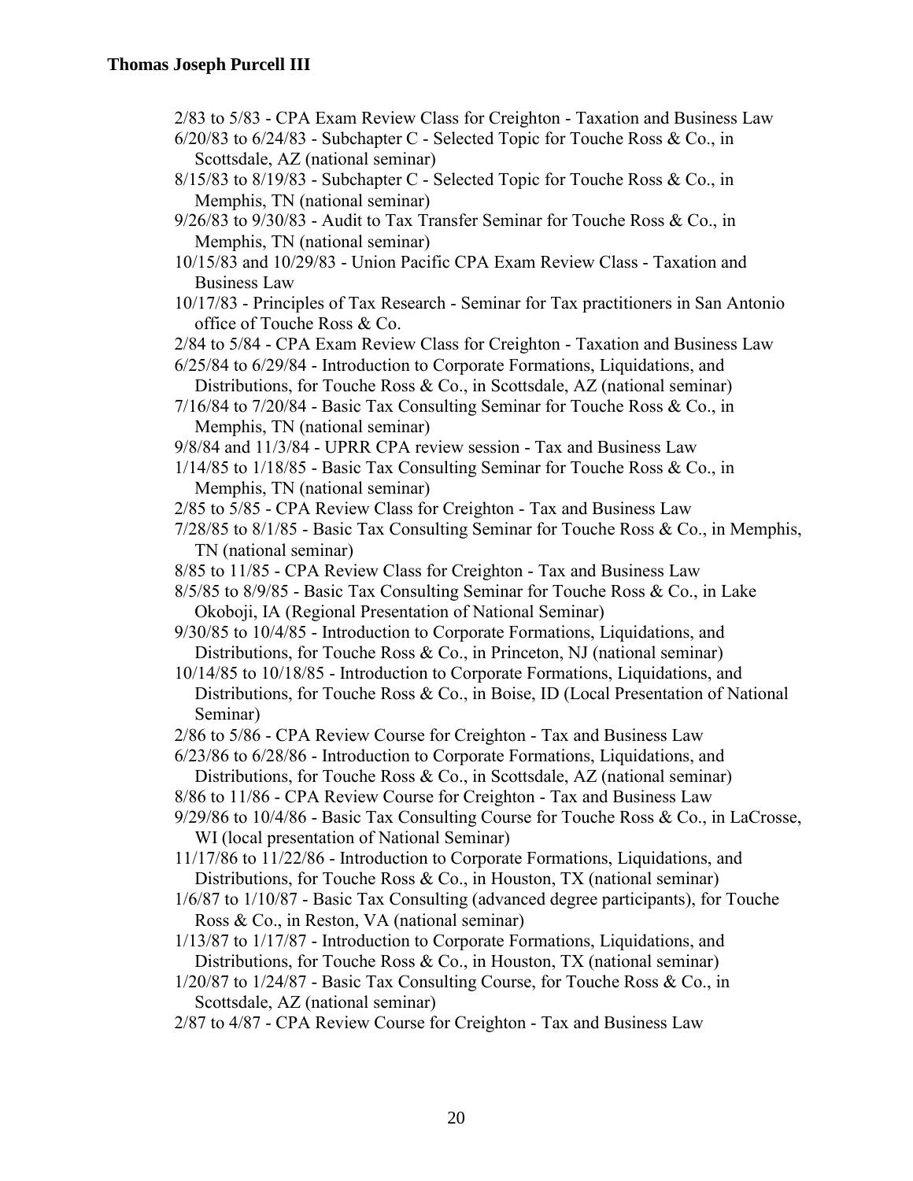2/83 to 5/83 - CPA Exam Review Class for Creighton - Taxation and Business Law

6/20/83 to 6/24/83 - Subchapter C - Selected Topic for Touche Ross & Co., in Scottsdale, AZ (national seminar)

8/15/83 to 8/19/83 - Subchapter C - Selected Topic for Touche Ross & Co., in Memphis, TN (national seminar)

9/26/83 to 9/30/83 - Audit to Tax Transfer Seminar for Touche Ross & Co., in Memphis, TN (national seminar)

10/15/83 and 10/29/83 - Union Pacific CPA Exam Review Class - Taxation and Business Law

10/17/83 - Principles of Tax Research - Seminar for Tax practitioners in San Antonio office of Touche Ross & Co.

2/84 to 5/84 - CPA Exam Review Class for Creighton - Taxation and Business Law

6/25/84 to 6/29/84 - Introduction to Corporate Formations, Liquidations, and Distributions, for Touche Ross & Co., in Scottsdale, AZ (national seminar)

7/16/84 to 7/20/84 - Basic Tax Consulting Seminar for Touche Ross & Co., in Memphis, TN (national seminar)

9/8/84 and 11/3/84 - UPRR CPA review session - Tax and Business Law

1/14/85 to 1/18/85 - Basic Tax Consulting Seminar for Touche Ross & Co., in Memphis, TN (national seminar)

2/85 to 5/85 - CPA Review Class for Creighton - Tax and Business Law

7/28/85 to 8/1/85 - Basic Tax Consulting Seminar for Touche Ross & Co., in Memphis, TN (national seminar)

8/85 to 11/85 - CPA Review Class for Creighton - Tax and Business Law

8/5/85 to 8/9/85 - Basic Tax Consulting Seminar for Touche Ross & Co., in Lake Okoboji, IA (Regional Presentation of National Seminar)

9/30/85 to 10/4/85 - Introduction to Corporate Formations, Liquidations, and Distributions, for Touche Ross & Co., in Princeton, NJ (national seminar)

10/14/85 to 10/18/85 - Introduction to Corporate Formations, Liquidations, and Distributions, for Touche Ross & Co., in Boise, ID (Local Presentation of National Seminar)

2/86 to 5/86 - CPA Review Course for Creighton - Tax and Business Law

6/23/86 to 6/28/86 - Introduction to Corporate Formations, Liquidations, and Distributions, for Touche Ross & Co., in Scottsdale, AZ (national seminar)

8/86 to 11/86 - CPA Review Course for Creighton - Tax and Business Law

9/29/86 to 10/4/86 - Basic Tax Consulting Course for Touche Ross & Co., in LaCrosse, WI (local presentation of National Seminar)

11/17/86 to 11/22/86 - Introduction to Corporate Formations, Liquidations, and Distributions, for Touche Ross & Co., in Houston, TX (national seminar)

1/6/87 to 1/10/87 - Basic Tax Consulting (advanced degree participants), for Touche Ross & Co., in Reston, VA (national seminar)

1/13/87 to 1/17/87 - Introduction to Corporate Formations, Liquidations, and Distributions, for Touche Ross & Co., in Houston, TX (national seminar)

1/20/87 to 1/24/87 - Basic Tax Consulting Course, for Touche Ross & Co., in Scottsdale, AZ (national seminar)

2/87 to 4/87 - CPA Review Course for Creighton - Tax and Business Law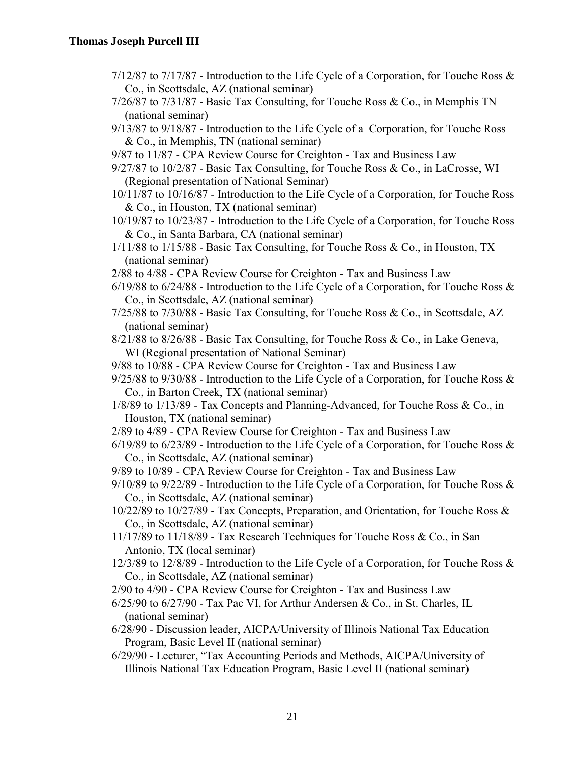7/12/87 to 7/17/87 - Introduction to the Life Cycle of a Corporation, for Touche Ross & Co., in Scottsdale, AZ (national seminar)

7/26/87 to 7/31/87 - Basic Tax Consulting, for Touche Ross & Co., in Memphis TN (national seminar)

9/13/87 to 9/18/87 - Introduction to the Life Cycle of a Corporation, for Touche Ross & Co., in Memphis, TN (national seminar)

9/87 to 11/87 - CPA Review Course for Creighton - Tax and Business Law

9/27/87 to 10/2/87 - Basic Tax Consulting, for Touche Ross & Co., in LaCrosse, WI (Regional presentation of National Seminar)

10/11/87 to 10/16/87 - Introduction to the Life Cycle of a Corporation, for Touche Ross & Co., in Houston, TX (national seminar)

10/19/87 to 10/23/87 - Introduction to the Life Cycle of a Corporation, for Touche Ross & Co., in Santa Barbara, CA (national seminar)

1/11/88 to 1/15/88 - Basic Tax Consulting, for Touche Ross & Co., in Houston, TX (national seminar)

2/88 to 4/88 - CPA Review Course for Creighton - Tax and Business Law

6/19/88 to 6/24/88 - Introduction to the Life Cycle of a Corporation, for Touche Ross & Co., in Scottsdale, AZ (national seminar)

7/25/88 to 7/30/88 - Basic Tax Consulting, for Touche Ross & Co., in Scottsdale, AZ (national seminar)

8/21/88 to 8/26/88 - Basic Tax Consulting, for Touche Ross & Co., in Lake Geneva, WI (Regional presentation of National Seminar)

9/88 to 10/88 - CPA Review Course for Creighton - Tax and Business Law

9/25/88 to 9/30/88 - Introduction to the Life Cycle of a Corporation, for Touche Ross & Co., in Barton Creek, TX (national seminar)

1/8/89 to 1/13/89 - Tax Concepts and Planning-Advanced, for Touche Ross & Co., in Houston, TX (national seminar)

2/89 to 4/89 - CPA Review Course for Creighton - Tax and Business Law

6/19/89 to 6/23/89 - Introduction to the Life Cycle of a Corporation, for Touche Ross & Co., in Scottsdale, AZ (national seminar)

9/89 to 10/89 - CPA Review Course for Creighton - Tax and Business Law

9/10/89 to 9/22/89 - Introduction to the Life Cycle of a Corporation, for Touche Ross & Co., in Scottsdale, AZ (national seminar)

10/22/89 to 10/27/89 - Tax Concepts, Preparation, and Orientation, for Touche Ross & Co., in Scottsdale, AZ (national seminar)

11/17/89 to 11/18/89 - Tax Research Techniques for Touche Ross & Co., in San Antonio, TX (local seminar)

12/3/89 to 12/8/89 - Introduction to the Life Cycle of a Corporation, for Touche Ross & Co., in Scottsdale, AZ (national seminar)

2/90 to 4/90 - CPA Review Course for Creighton - Tax and Business Law

6/25/90 to 6/27/90 - Tax Pac VI, for Arthur Andersen & Co., in St. Charles, IL (national seminar)

6/28/90 - Discussion leader, AICPA/University of Illinois National Tax Education Program, Basic Level II (national seminar)

6/29/90 - Lecturer, "Tax Accounting Periods and Methods, AICPA/University of Illinois National Tax Education Program, Basic Level II (national seminar)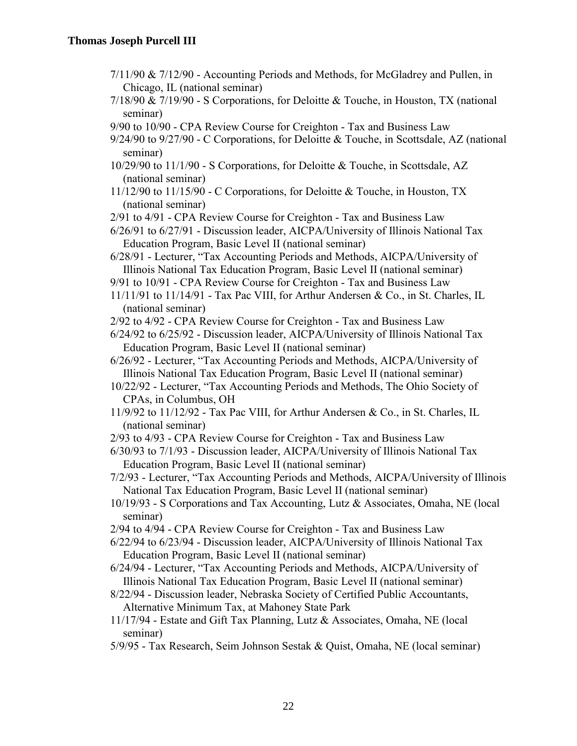7/11/90 & 7/12/90 - Accounting Periods and Methods, for McGladrey and Pullen, in Chicago, IL (national seminar)

7/18/90 & 7/19/90 - S Corporations, for Deloitte & Touche, in Houston, TX (national seminar)

9/90 to 10/90 - CPA Review Course for Creighton - Tax and Business Law

9/24/90 to 9/27/90 - C Corporations, for Deloitte & Touche, in Scottsdale, AZ (national seminar)

10/29/90 to 11/1/90 - S Corporations, for Deloitte & Touche, in Scottsdale, AZ (national seminar)

11/12/90 to 11/15/90 - C Corporations, for Deloitte & Touche, in Houston, TX (national seminar)

2/91 to 4/91 - CPA Review Course for Creighton - Tax and Business Law

6/26/91 to 6/27/91 - Discussion leader, AICPA/University of Illinois National Tax Education Program, Basic Level II (national seminar)

6/28/91 - Lecturer, "Tax Accounting Periods and Methods, AICPA/University of Illinois National Tax Education Program, Basic Level II (national seminar)

9/91 to 10/91 - CPA Review Course for Creighton - Tax and Business Law

11/11/91 to 11/14/91 - Tax Pac VIII, for Arthur Andersen & Co., in St. Charles, IL (national seminar)

2/92 to 4/92 - CPA Review Course for Creighton - Tax and Business Law

6/24/92 to 6/25/92 - Discussion leader, AICPA/University of Illinois National Tax Education Program, Basic Level II (national seminar)

6/26/92 - Lecturer, "Tax Accounting Periods and Methods, AICPA/University of Illinois National Tax Education Program, Basic Level II (national seminar)

10/22/92 - Lecturer, "Tax Accounting Periods and Methods, The Ohio Society of CPAs, in Columbus, OH

11/9/92 to 11/12/92 - Tax Pac VIII, for Arthur Andersen & Co., in St. Charles, IL (national seminar)

2/93 to 4/93 - CPA Review Course for Creighton - Tax and Business Law

6/30/93 to 7/1/93 - Discussion leader, AICPA/University of Illinois National Tax Education Program, Basic Level II (national seminar)

7/2/93 - Lecturer, "Tax Accounting Periods and Methods, AICPA/University of Illinois National Tax Education Program, Basic Level II (national seminar)

10/19/93 - S Corporations and Tax Accounting, Lutz & Associates, Omaha, NE (local seminar)

2/94 to 4/94 - CPA Review Course for Creighton - Tax and Business Law

6/22/94 to 6/23/94 - Discussion leader, AICPA/University of Illinois National Tax Education Program, Basic Level II (national seminar)

6/24/94 - Lecturer, "Tax Accounting Periods and Methods, AICPA/University of Illinois National Tax Education Program, Basic Level II (national seminar)

8/22/94 - Discussion leader, Nebraska Society of Certified Public Accountants, Alternative Minimum Tax, at Mahoney State Park

11/17/94 - Estate and Gift Tax Planning, Lutz & Associates, Omaha, NE (local seminar)

5/9/95 - Tax Research, Seim Johnson Sestak & Quist, Omaha, NE (local seminar)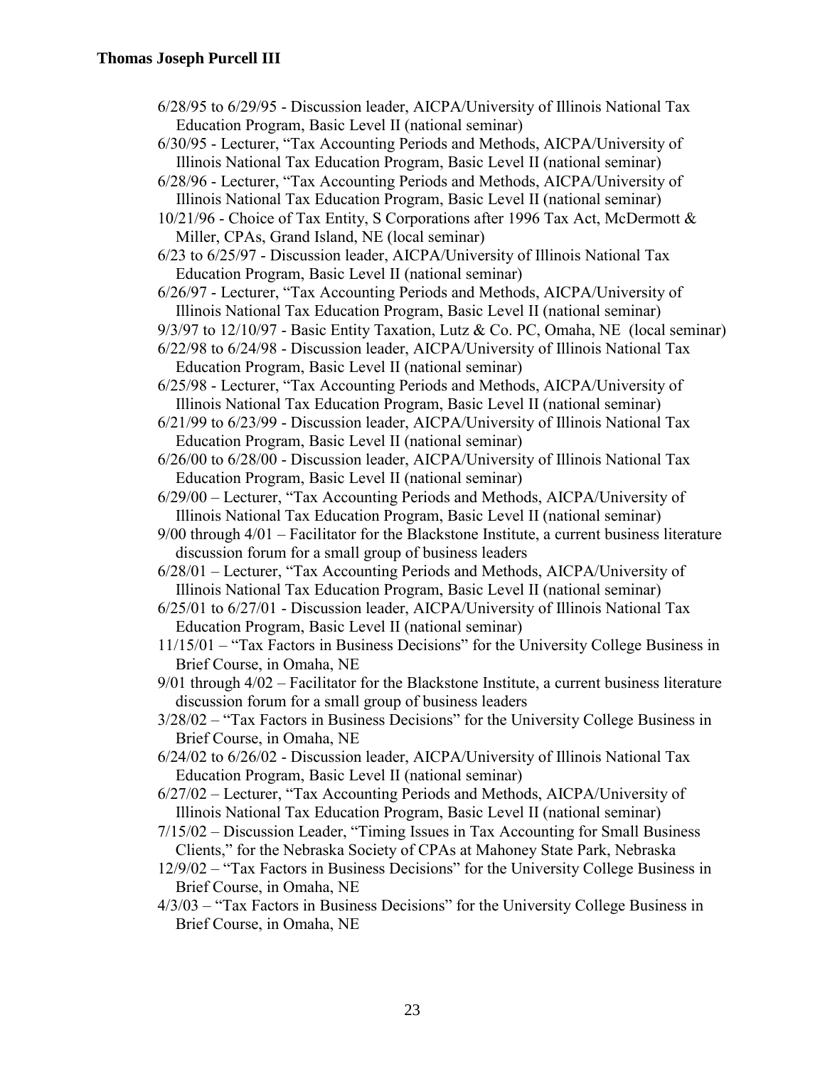6/28/95 to 6/29/95 - Discussion leader, AICPA/University of Illinois National Tax Education Program, Basic Level II (national seminar)

6/30/95 - Lecturer, "Tax Accounting Periods and Methods, AICPA/University of Illinois National Tax Education Program, Basic Level II (national seminar)

6/28/96 - Lecturer, "Tax Accounting Periods and Methods, AICPA/University of Illinois National Tax Education Program, Basic Level II (national seminar)

10/21/96 - Choice of Tax Entity, S Corporations after 1996 Tax Act, McDermott & Miller, CPAs, Grand Island, NE (local seminar)

6/23 to 6/25/97 - Discussion leader, AICPA/University of Illinois National Tax Education Program, Basic Level II (national seminar)

6/26/97 - Lecturer, "Tax Accounting Periods and Methods, AICPA/University of Illinois National Tax Education Program, Basic Level II (national seminar)

9/3/97 to 12/10/97 - Basic Entity Taxation, Lutz & Co. PC, Omaha, NE (local seminar)

6/22/98 to 6/24/98 - Discussion leader, AICPA/University of Illinois National Tax Education Program, Basic Level II (national seminar)

6/25/98 - Lecturer, "Tax Accounting Periods and Methods, AICPA/University of Illinois National Tax Education Program, Basic Level II (national seminar)

6/21/99 to 6/23/99 - Discussion leader, AICPA/University of Illinois National Tax Education Program, Basic Level II (national seminar)

6/26/00 to 6/28/00 - Discussion leader, AICPA/University of Illinois National Tax Education Program, Basic Level II (national seminar)

6/29/00 – Lecturer, "Tax Accounting Periods and Methods, AICPA/University of Illinois National Tax Education Program, Basic Level II (national seminar)

9/00 through 4/01 – Facilitator for the Blackstone Institute, a current business literature discussion forum for a small group of business leaders

6/28/01 – Lecturer, "Tax Accounting Periods and Methods, AICPA/University of Illinois National Tax Education Program, Basic Level II (national seminar)

6/25/01 to 6/27/01 - Discussion leader, AICPA/University of Illinois National Tax Education Program, Basic Level II (national seminar)

11/15/01 – "Tax Factors in Business Decisions" for the University College Business in Brief Course, in Omaha, NE

9/01 through 4/02 – Facilitator for the Blackstone Institute, a current business literature discussion forum for a small group of business leaders

3/28/02 – "Tax Factors in Business Decisions" for the University College Business in Brief Course, in Omaha, NE

6/24/02 to 6/26/02 - Discussion leader, AICPA/University of Illinois National Tax Education Program, Basic Level II (national seminar)

6/27/02 – Lecturer, "Tax Accounting Periods and Methods, AICPA/University of Illinois National Tax Education Program, Basic Level II (national seminar)

7/15/02 – Discussion Leader, "Timing Issues in Tax Accounting for Small Business Clients," for the Nebraska Society of CPAs at Mahoney State Park, Nebraska

12/9/02 – "Tax Factors in Business Decisions" for the University College Business in Brief Course, in Omaha, NE

4/3/03 – "Tax Factors in Business Decisions" for the University College Business in Brief Course, in Omaha, NE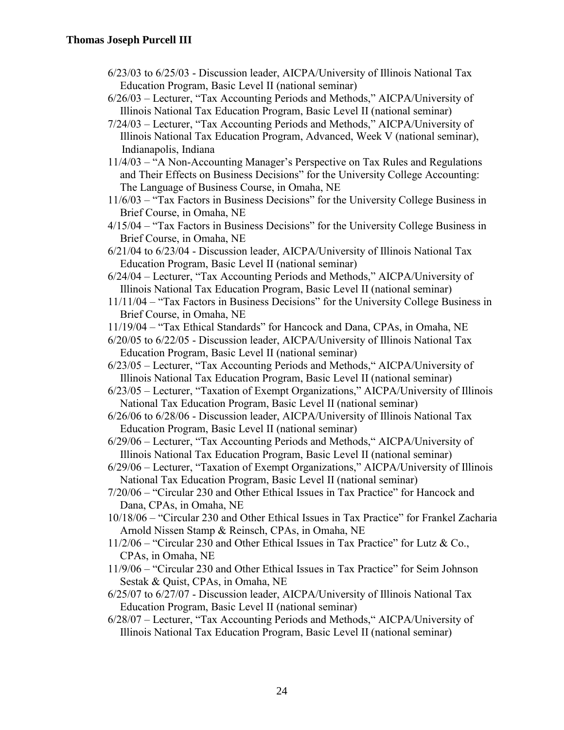6/23/03 to 6/25/03 - Discussion leader, AICPA/University of Illinois National Tax Education Program, Basic Level II (national seminar)

6/26/03 – Lecturer, "Tax Accounting Periods and Methods," AICPA/University of Illinois National Tax Education Program, Basic Level II (national seminar)

7/24/03 – Lecturer, "Tax Accounting Periods and Methods," AICPA/University of Illinois National Tax Education Program, Advanced, Week V (national seminar), Indianapolis, Indiana

11/4/03 – "A Non-Accounting Manager's Perspective on Tax Rules and Regulations and Their Effects on Business Decisions" for the University College Accounting: The Language of Business Course, in Omaha, NE

11/6/03 – "Tax Factors in Business Decisions" for the University College Business in Brief Course, in Omaha, NE

4/15/04 – "Tax Factors in Business Decisions" for the University College Business in Brief Course, in Omaha, NE

6/21/04 to 6/23/04 - Discussion leader, AICPA/University of Illinois National Tax Education Program, Basic Level II (national seminar)

6/24/04 – Lecturer, "Tax Accounting Periods and Methods," AICPA/University of Illinois National Tax Education Program, Basic Level II (national seminar)

11/11/04 – "Tax Factors in Business Decisions" for the University College Business in Brief Course, in Omaha, NE

11/19/04 – "Tax Ethical Standards" for Hancock and Dana, CPAs, in Omaha, NE

6/20/05 to 6/22/05 - Discussion leader, AICPA/University of Illinois National Tax Education Program, Basic Level II (national seminar)

6/23/05 – Lecturer, "Tax Accounting Periods and Methods," AICPA/University of Illinois National Tax Education Program, Basic Level II (national seminar)

6/23/05 – Lecturer, "Taxation of Exempt Organizations," AICPA/University of Illinois National Tax Education Program, Basic Level II (national seminar)

6/26/06 to 6/28/06 - Discussion leader, AICPA/University of Illinois National Tax Education Program, Basic Level II (national seminar)

6/29/06 – Lecturer, "Tax Accounting Periods and Methods," AICPA/University of Illinois National Tax Education Program, Basic Level II (national seminar)

6/29/06 – Lecturer, "Taxation of Exempt Organizations," AICPA/University of Illinois National Tax Education Program, Basic Level II (national seminar)

7/20/06 – "Circular 230 and Other Ethical Issues in Tax Practice" for Hancock and Dana, CPAs, in Omaha, NE

10/18/06 – "Circular 230 and Other Ethical Issues in Tax Practice" for Frankel Zacharia Arnold Nissen Stamp & Reinsch, CPAs, in Omaha, NE

11/2/06 – "Circular 230 and Other Ethical Issues in Tax Practice" for Lutz & Co., CPAs, in Omaha, NE

11/9/06 – "Circular 230 and Other Ethical Issues in Tax Practice" for Seim Johnson Sestak & Quist, CPAs, in Omaha, NE

6/25/07 to 6/27/07 - Discussion leader, AICPA/University of Illinois National Tax Education Program, Basic Level II (national seminar)

6/28/07 – Lecturer, "Tax Accounting Periods and Methods," AICPA/University of Illinois National Tax Education Program, Basic Level II (national seminar)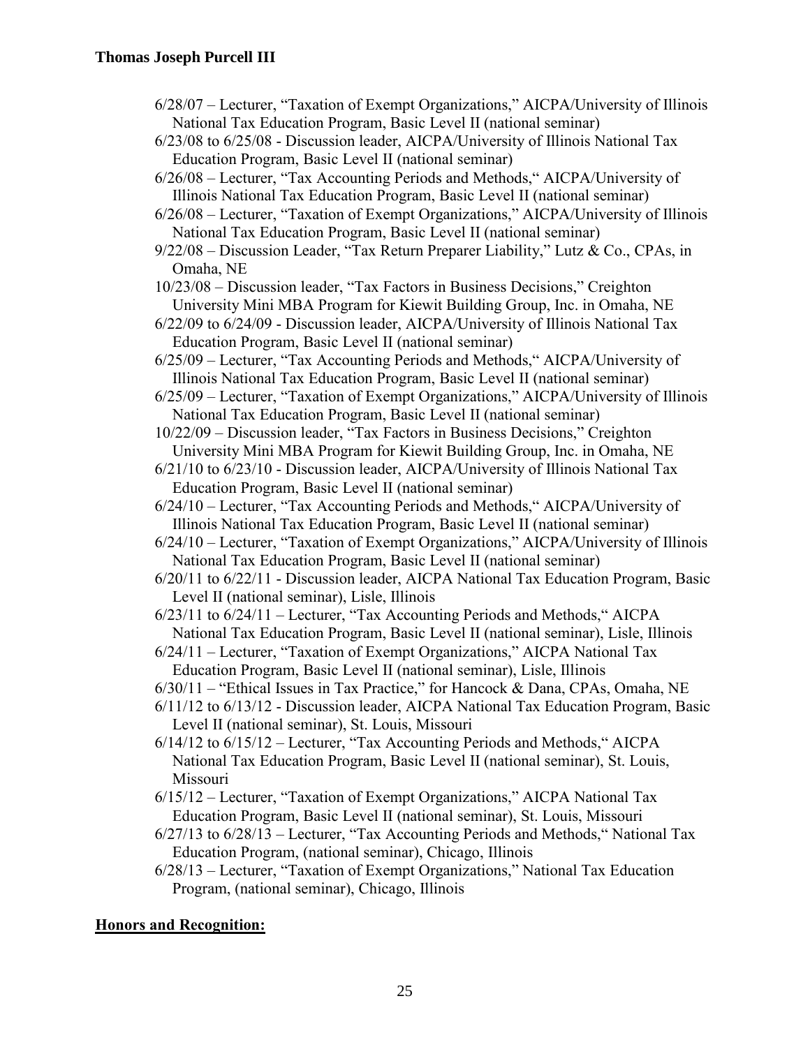6/28/07 – Lecturer, "Taxation of Exempt Organizations," AICPA/University of Illinois National Tax Education Program, Basic Level II (national seminar)

6/23/08 to 6/25/08 - Discussion leader, AICPA/University of Illinois National Tax Education Program, Basic Level II (national seminar)

6/26/08 – Lecturer, "Tax Accounting Periods and Methods," AICPA/University of Illinois National Tax Education Program, Basic Level II (national seminar)

6/26/08 – Lecturer, "Taxation of Exempt Organizations," AICPA/University of Illinois National Tax Education Program, Basic Level II (national seminar)

9/22/08 – Discussion Leader, "Tax Return Preparer Liability," Lutz & Co., CPAs, in Omaha, NE

10/23/08 – Discussion leader, "Tax Factors in Business Decisions," Creighton University Mini MBA Program for Kiewit Building Group, Inc. in Omaha, NE

6/22/09 to 6/24/09 - Discussion leader, AICPA/University of Illinois National Tax Education Program, Basic Level II (national seminar)

6/25/09 – Lecturer, "Tax Accounting Periods and Methods," AICPA/University of Illinois National Tax Education Program, Basic Level II (national seminar)

6/25/09 – Lecturer, "Taxation of Exempt Organizations," AICPA/University of Illinois National Tax Education Program, Basic Level II (national seminar)

10/22/09 – Discussion leader, "Tax Factors in Business Decisions," Creighton University Mini MBA Program for Kiewit Building Group, Inc. in Omaha, NE

6/21/10 to 6/23/10 - Discussion leader, AICPA/University of Illinois National Tax Education Program, Basic Level II (national seminar)

6/24/10 – Lecturer, "Tax Accounting Periods and Methods," AICPA/University of Illinois National Tax Education Program, Basic Level II (national seminar)

6/24/10 – Lecturer, "Taxation of Exempt Organizations," AICPA/University of Illinois National Tax Education Program, Basic Level II (national seminar)

6/20/11 to 6/22/11 - Discussion leader, AICPA National Tax Education Program, Basic Level II (national seminar), Lisle, Illinois

6/23/11 to 6/24/11 – Lecturer, "Tax Accounting Periods and Methods," AICPA National Tax Education Program, Basic Level II (national seminar), Lisle, Illinois

6/24/11 – Lecturer, "Taxation of Exempt Organizations," AICPA National Tax Education Program, Basic Level II (national seminar), Lisle, Illinois

6/30/11 – "Ethical Issues in Tax Practice," for Hancock & Dana, CPAs, Omaha, NE

6/11/12 to 6/13/12 - Discussion leader, AICPA National Tax Education Program, Basic Level II (national seminar), St. Louis, Missouri

6/14/12 to 6/15/12 – Lecturer, "Tax Accounting Periods and Methods," AICPA National Tax Education Program, Basic Level II (national seminar), St. Louis, Missouri

6/15/12 – Lecturer, "Taxation of Exempt Organizations," AICPA National Tax Education Program, Basic Level II (national seminar), St. Louis, Missouri

6/27/13 to 6/28/13 – Lecturer, "Tax Accounting Periods and Methods," National Tax Education Program, (national seminar), Chicago, Illinois

6/28/13 – Lecturer, "Taxation of Exempt Organizations," National Tax Education Program, (national seminar), Chicago, Illinois

## **Honors and Recognition:**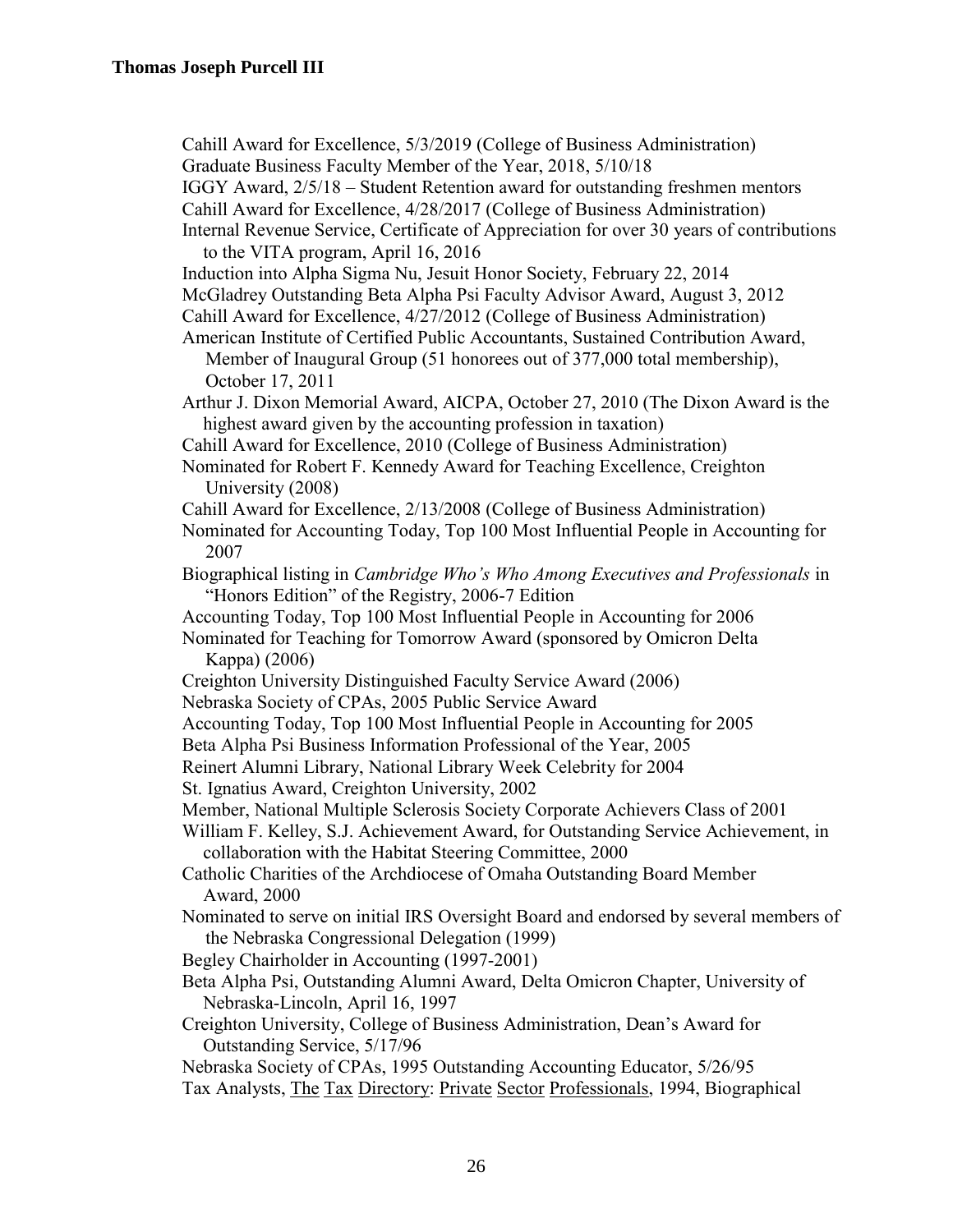Cahill Award for Excellence, 5/3/2019 (College of Business Administration)

Graduate Business Faculty Member of the Year, 2018, 5/10/18

IGGY Award, 2/5/18 – Student Retention award for outstanding freshmen mentors

Cahill Award for Excellence, 4/28/2017 (College of Business Administration)

Internal Revenue Service, Certificate of Appreciation for over 30 years of contributions to the VITA program, April 16, 2016

Induction into Alpha Sigma Nu, Jesuit Honor Society, February 22, 2014

McGladrey Outstanding Beta Alpha Psi Faculty Advisor Award, August 3, 2012

Cahill Award for Excellence, 4/27/2012 (College of Business Administration)

American Institute of Certified Public Accountants, Sustained Contribution Award, Member of Inaugural Group (51 honorees out of 377,000 total membership), October 17, 2011

Arthur J. Dixon Memorial Award, AICPA, October 27, 2010 (The Dixon Award is the highest award given by the accounting profession in taxation)

Cahill Award for Excellence, 2010 (College of Business Administration)

Nominated for Robert F. Kennedy Award for Teaching Excellence, Creighton University (2008)

Cahill Award for Excellence, 2/13/2008 (College of Business Administration)

Nominated for Accounting Today, Top 100 Most Influential People in Accounting for 2007

Biographical listing in *Cambridge Who's Who Among Executives and Professionals* in "Honors Edition" of the Registry, 2006-7 Edition

Accounting Today, Top 100 Most Influential People in Accounting for 2006

Nominated for Teaching for Tomorrow Award (sponsored by Omicron Delta Kappa) (2006)

Creighton University Distinguished Faculty Service Award (2006)

Nebraska Society of CPAs, 2005 Public Service Award

Accounting Today, Top 100 Most Influential People in Accounting for 2005

Beta Alpha Psi Business Information Professional of the Year, 2005

Reinert Alumni Library, National Library Week Celebrity for 2004

St. Ignatius Award, Creighton University, 2002

Member, National Multiple Sclerosis Society Corporate Achievers Class of 2001

William F. Kelley, S.J. Achievement Award, for Outstanding Service Achievement, in collaboration with the Habitat Steering Committee, 2000

Catholic Charities of the Archdiocese of Omaha Outstanding Board Member Award, 2000

Nominated to serve on initial IRS Oversight Board and endorsed by several members of the Nebraska Congressional Delegation (1999)

Begley Chairholder in Accounting (1997-2001)

Beta Alpha Psi, Outstanding Alumni Award, Delta Omicron Chapter, University of Nebraska-Lincoln, April 16, 1997

Creighton University, College of Business Administration, Dean's Award for Outstanding Service, 5/17/96

Nebraska Society of CPAs, 1995 Outstanding Accounting Educator, 5/26/95

Tax Analysts, The Tax Directory: Private Sector Professionals, 1994, Biographical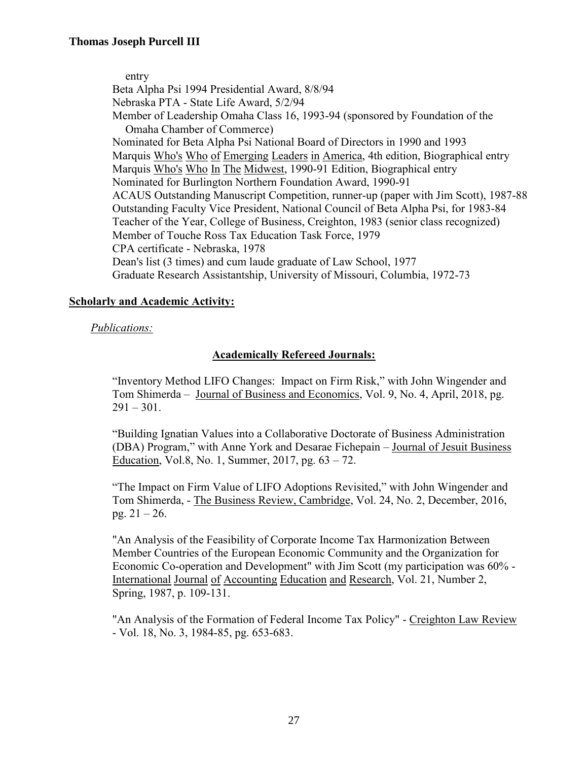entry
Beta Alpha Psi 1994 Presidential Award, 8/8/94
Nebraska PTA - State Life Award, 5/2/94
Member of Leadership Omaha Class 16, 1993-94 (sponsored by Foundation of the Omaha Chamber of Commerce)
Nominated for Beta Alpha Psi National Board of Directors in 1990 and 1993
Marquis Who's Who of Emerging Leaders in America, 4th edition, Biographical entry
Marquis Who's Who In The Midwest, 1990-91 Edition, Biographical entry
Nominated for Burlington Northern Foundation Award, 1990-91
ACAUS Outstanding Manuscript Competition, runner-up (paper with Jim Scott), 1987-88
Outstanding Faculty Vice President, National Council of Beta Alpha Psi, for 1983-84
Teacher of the Year, College of Business, Creighton, 1983 (senior class recognized)
Member of Touche Ross Tax Education Task Force, 1979
CPA certificate - Nebraska, 1978
Dean's list (3 times) and cum laude graduate of Law School, 1977
Graduate Research Assistantship, University of Missouri, Columbia, 1972-73

## Scholarly and Academic Activity:

*Publications:*

### Academically Refereed Journals:

"Inventory Method LIFO Changes: Impact on Firm Risk," with John Wingender and Tom Shimerda – Journal of Business and Economics, Vol. 9, No. 4, April, 2018, pg. 291 – 301.

"Building Ignatian Values into a Collaborative Doctorate of Business Administration (DBA) Program," with Anne York and Desarae Fichepain – Journal of Jesuit Business Education, Vol.8, No. 1, Summer, 2017, pg. 63 – 72.

"The Impact on Firm Value of LIFO Adoptions Revisited," with John Wingender and Tom Shimerda, - The Business Review, Cambridge, Vol. 24, No. 2, December, 2016, pg. 21 – 26.

"An Analysis of the Feasibility of Corporate Income Tax Harmonization Between Member Countries of the European Economic Community and the Organization for Economic Co-operation and Development" with Jim Scott (my participation was 60% - International Journal of Accounting Education and Research, Vol. 21, Number 2, Spring, 1987, p. 109-131.

"An Analysis of the Formation of Federal Income Tax Policy" - Creighton Law Review - Vol. 18, No. 3, 1984-85, pg. 653-683.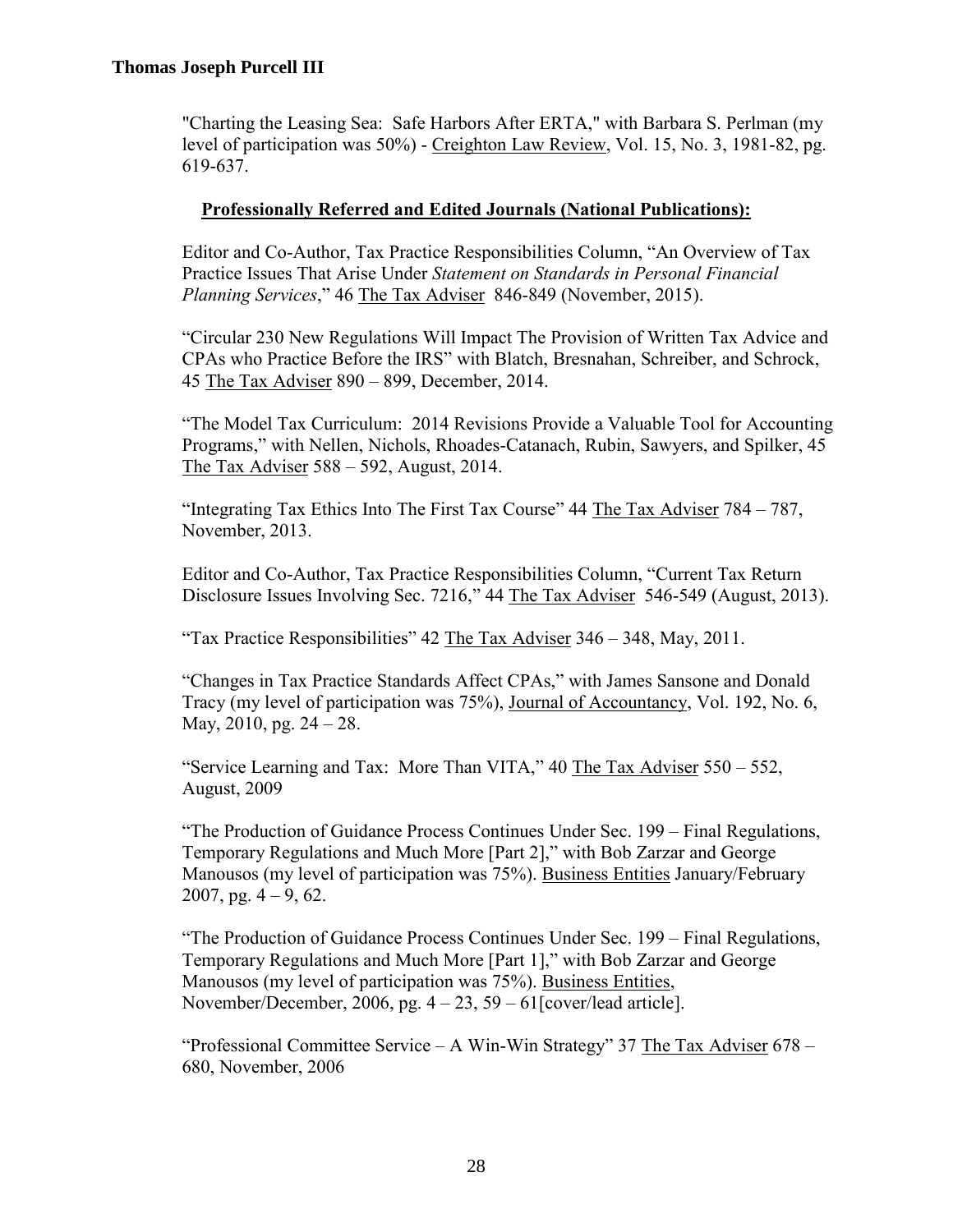"Charting the Leasing Sea: Safe Harbors After ERTA," with Barbara S. Perlman (my level of participation was 50%) - Creighton Law Review, Vol. 15, No. 3, 1981-82, pg. 619-637.

**Professionally Referred and Edited Journals (National Publications):**

Editor and Co-Author, Tax Practice Responsibilities Column, "An Overview of Tax Practice Issues That Arise Under *Statement on Standards in Personal Financial Planning Services*," 46 The Tax Adviser 846-849 (November, 2015).

"Circular 230 New Regulations Will Impact The Provision of Written Tax Advice and CPAs who Practice Before the IRS" with Blatch, Bresnahan, Schreiber, and Schrock, 45 The Tax Adviser 890 – 899, December, 2014.

"The Model Tax Curriculum: 2014 Revisions Provide a Valuable Tool for Accounting Programs," with Nellen, Nichols, Rhoades-Catanach, Rubin, Sawyers, and Spilker, 45 The Tax Adviser 588 – 592, August, 2014.

"Integrating Tax Ethics Into The First Tax Course" 44 The Tax Adviser 784 – 787, November, 2013.

Editor and Co-Author, Tax Practice Responsibilities Column, "Current Tax Return Disclosure Issues Involving Sec. 7216," 44 The Tax Adviser 546-549 (August, 2013).

"Tax Practice Responsibilities" 42 The Tax Adviser 346 – 348, May, 2011.

"Changes in Tax Practice Standards Affect CPAs," with James Sansone and Donald Tracy (my level of participation was 75%), Journal of Accountancy, Vol. 192, No. 6, May, 2010, pg. 24 – 28.

"Service Learning and Tax: More Than VITA," 40 The Tax Adviser 550 – 552, August, 2009

"The Production of Guidance Process Continues Under Sec. 199 – Final Regulations, Temporary Regulations and Much More [Part 2]," with Bob Zarzar and George Manousos (my level of participation was 75%). Business Entities January/February 2007, pg. 4 – 9, 62.

"The Production of Guidance Process Continues Under Sec. 199 – Final Regulations, Temporary Regulations and Much More [Part 1]," with Bob Zarzar and George Manousos (my level of participation was 75%). Business Entities, November/December, 2006, pg. 4 – 23, 59 – 61[cover/lead article].

"Professional Committee Service – A Win-Win Strategy" 37 The Tax Adviser 678 – 680, November, 2006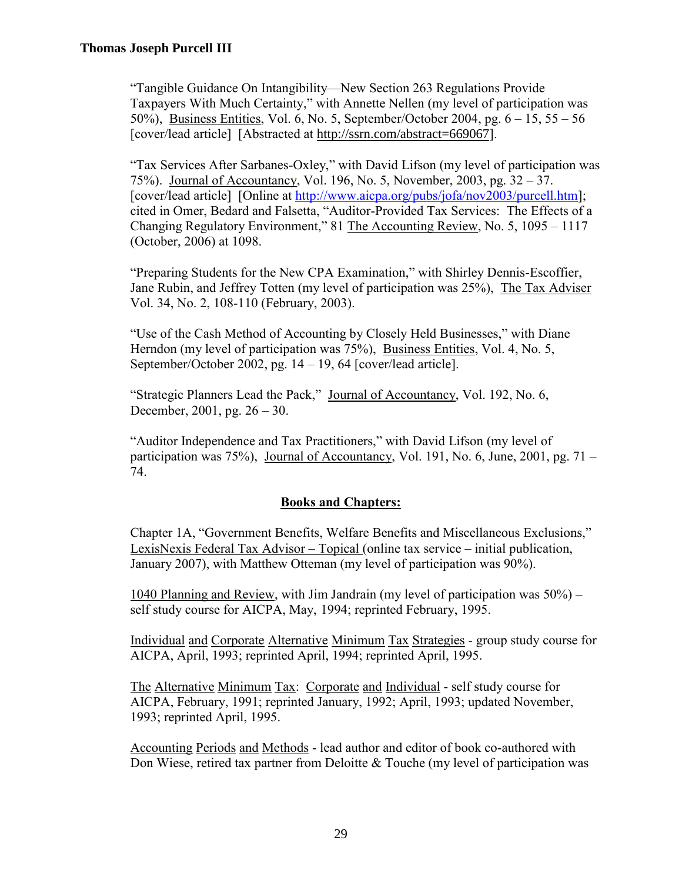"Tangible Guidance On Intangibility—New Section 263 Regulations Provide Taxpayers With Much Certainty," with Annette Nellen (my level of participation was 50%), Business Entities, Vol. 6, No. 5, September/October 2004, pg. 6 – 15, 55 – 56 [cover/lead article] [Abstracted at http://ssrn.com/abstract=669067].

"Tax Services After Sarbanes-Oxley," with David Lifson (my level of participation was 75%). Journal of Accountancy, Vol. 196, No. 5, November, 2003, pg. 32 – 37. [cover/lead article] [Online at http://www.aicpa.org/pubs/jofa/nov2003/purcell.htm]; cited in Omer, Bedard and Falsetta, "Auditor-Provided Tax Services: The Effects of a Changing Regulatory Environment," 81 The Accounting Review, No. 5, 1095 – 1117 (October, 2006) at 1098.

"Preparing Students for the New CPA Examination," with Shirley Dennis-Escoffier, Jane Rubin, and Jeffrey Totten (my level of participation was 25%), The Tax Adviser Vol. 34, No. 2, 108-110 (February, 2003).

"Use of the Cash Method of Accounting by Closely Held Businesses," with Diane Herndon (my level of participation was 75%), Business Entities, Vol. 4, No. 5, September/October 2002, pg. 14 – 19, 64 [cover/lead article].

"Strategic Planners Lead the Pack," Journal of Accountancy, Vol. 192, No. 6, December, 2001, pg. 26 – 30.

"Auditor Independence and Tax Practitioners," with David Lifson (my level of participation was 75%), Journal of Accountancy, Vol. 191, No. 6, June, 2001, pg. 71 – 74.

## Books and Chapters:

Chapter 1A, "Government Benefits, Welfare Benefits and Miscellaneous Exclusions," LexisNexis Federal Tax Advisor – Topical (online tax service – initial publication, January 2007), with Matthew Otteman (my level of participation was 90%).

1040 Planning and Review, with Jim Jandrain (my level of participation was 50%) – self study course for AICPA, May, 1994; reprinted February, 1995.

Individual and Corporate Alternative Minimum Tax Strategies - group study course for AICPA, April, 1993; reprinted April, 1994; reprinted April, 1995.

The Alternative Minimum Tax: Corporate and Individual - self study course for AICPA, February, 1991; reprinted January, 1992; April, 1993; updated November, 1993; reprinted April, 1995.

Accounting Periods and Methods - lead author and editor of book co-authored with Don Wiese, retired tax partner from Deloitte & Touche (my level of participation was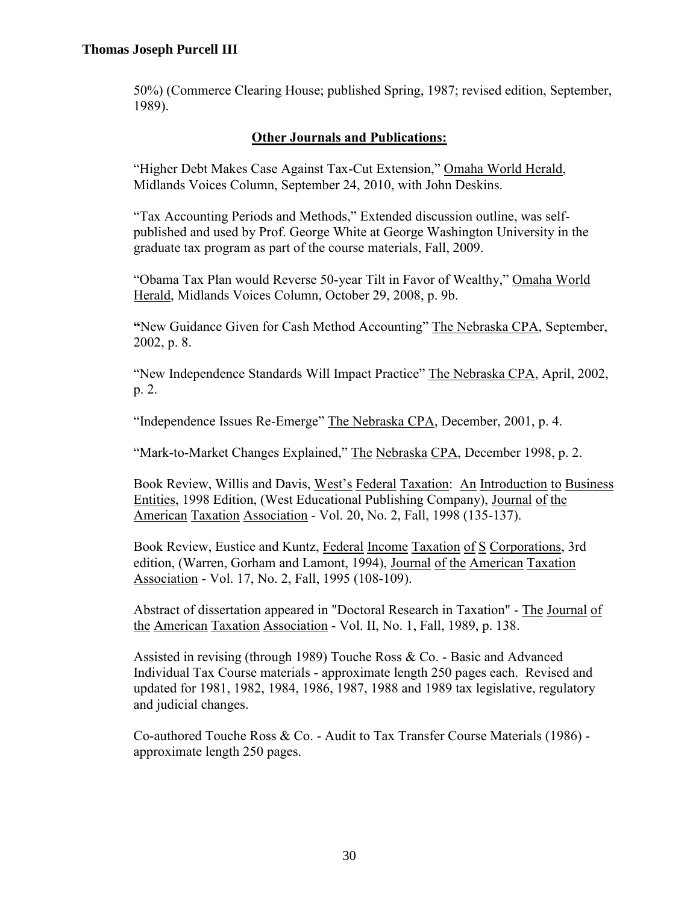50%) (Commerce Clearing House; published Spring, 1987; revised edition, September, 1989).

## Other Journals and Publications:

"Higher Debt Makes Case Against Tax-Cut Extension," Omaha World Herald, Midlands Voices Column, September 24, 2010, with John Deskins.

"Tax Accounting Periods and Methods," Extended discussion outline, was self-published and used by Prof. George White at George Washington University in the graduate tax program as part of the course materials, Fall, 2009.

"Obama Tax Plan would Reverse 50-year Tilt in Favor of Wealthy," Omaha World Herald, Midlands Voices Column, October 29, 2008, p. 9b.

"New Guidance Given for Cash Method Accounting" The Nebraska CPA, September, 2002, p. 8.

"New Independence Standards Will Impact Practice" The Nebraska CPA, April, 2002, p. 2.

"Independence Issues Re-Emerge" The Nebraska CPA, December, 2001, p. 4.

"Mark-to-Market Changes Explained," The Nebraska CPA, December 1998, p. 2.

Book Review, Willis and Davis, West's Federal Taxation: An Introduction to Business Entities, 1998 Edition, (West Educational Publishing Company), Journal of the American Taxation Association - Vol. 20, No. 2, Fall, 1998 (135-137).

Book Review, Eustice and Kuntz, Federal Income Taxation of S Corporations, 3rd edition, (Warren, Gorham and Lamont, 1994), Journal of the American Taxation Association - Vol. 17, No. 2, Fall, 1995 (108-109).

Abstract of dissertation appeared in "Doctoral Research in Taxation" - The Journal of the American Taxation Association - Vol. II, No. 1, Fall, 1989, p. 138.

Assisted in revising (through 1989) Touche Ross & Co. - Basic and Advanced Individual Tax Course materials - approximate length 250 pages each. Revised and updated for 1981, 1982, 1984, 1986, 1987, 1988 and 1989 tax legislative, regulatory and judicial changes.

Co-authored Touche Ross & Co. - Audit to Tax Transfer Course Materials (1986) - approximate length 250 pages.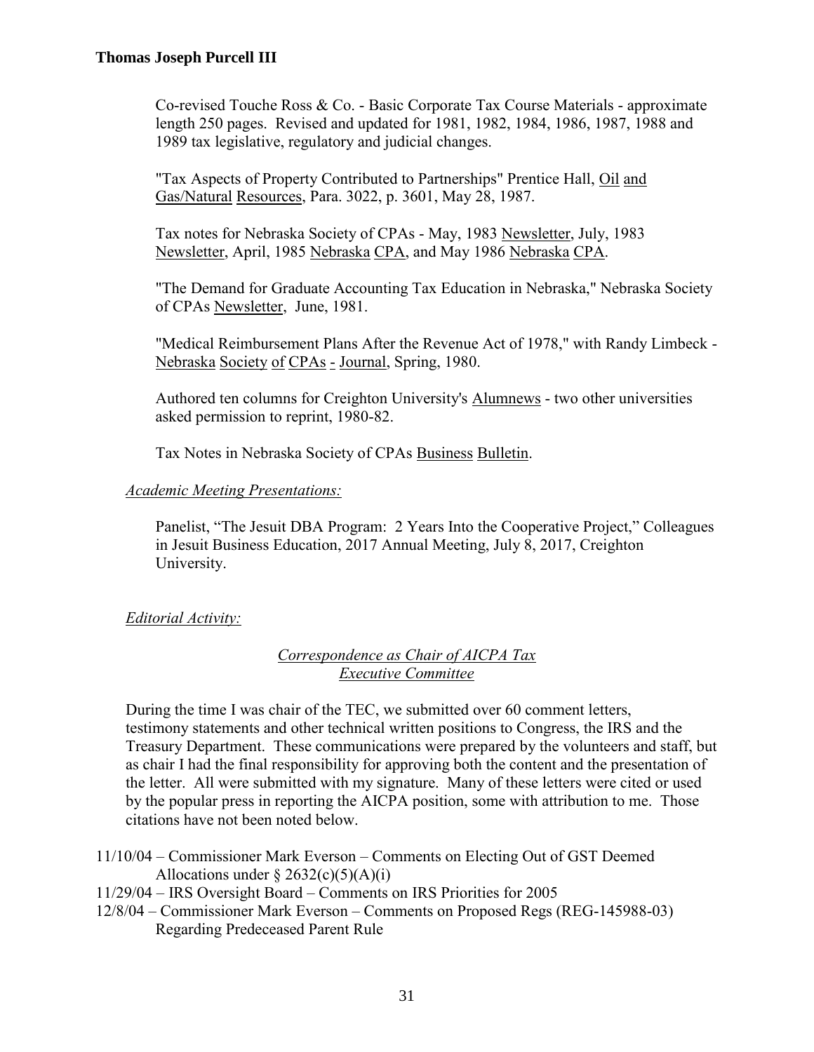Co-revised Touche Ross & Co. - Basic Corporate Tax Course Materials - approximate length 250 pages. Revised and updated for 1981, 1982, 1984, 1986, 1987, 1988 and 1989 tax legislative, regulatory and judicial changes.

"Tax Aspects of Property Contributed to Partnerships" Prentice Hall, Oil and Gas/Natural Resources, Para. 3022, p. 3601, May 28, 1987.

Tax notes for Nebraska Society of CPAs - May, 1983 Newsletter, July, 1983 Newsletter, April, 1985 Nebraska CPA, and May 1986 Nebraska CPA.

"The Demand for Graduate Accounting Tax Education in Nebraska," Nebraska Society of CPAs Newsletter, June, 1981.

"Medical Reimbursement Plans After the Revenue Act of 1978," with Randy Limbeck - Nebraska Society of CPAs - Journal, Spring, 1980.

Authored ten columns for Creighton University's Alumnews - two other universities asked permission to reprint, 1980-82.

Tax Notes in Nebraska Society of CPAs Business Bulletin.

*Academic Meeting Presentations:*

Panelist, "The Jesuit DBA Program: 2 Years Into the Cooperative Project," Colleagues in Jesuit Business Education, 2017 Annual Meeting, July 8, 2017, Creighton University.

*Editorial Activity:*

*Correspondence as Chair of AICPA Tax Executive Committee*

During the time I was chair of the TEC, we submitted over 60 comment letters, testimony statements and other technical written positions to Congress, the IRS and the Treasury Department. These communications were prepared by the volunteers and staff, but as chair I had the final responsibility for approving both the content and the presentation of the letter. All were submitted with my signature. Many of these letters were cited or used by the popular press in reporting the AICPA position, some with attribution to me. Those citations have not been noted below.

11/10/04 – Commissioner Mark Everson – Comments on Electing Out of GST Deemed Allocations under § 2632(c)(5)(A)(i)

11/29/04 – IRS Oversight Board – Comments on IRS Priorities for 2005

12/8/04 – Commissioner Mark Everson – Comments on Proposed Regs (REG-145988-03) Regarding Predeceased Parent Rule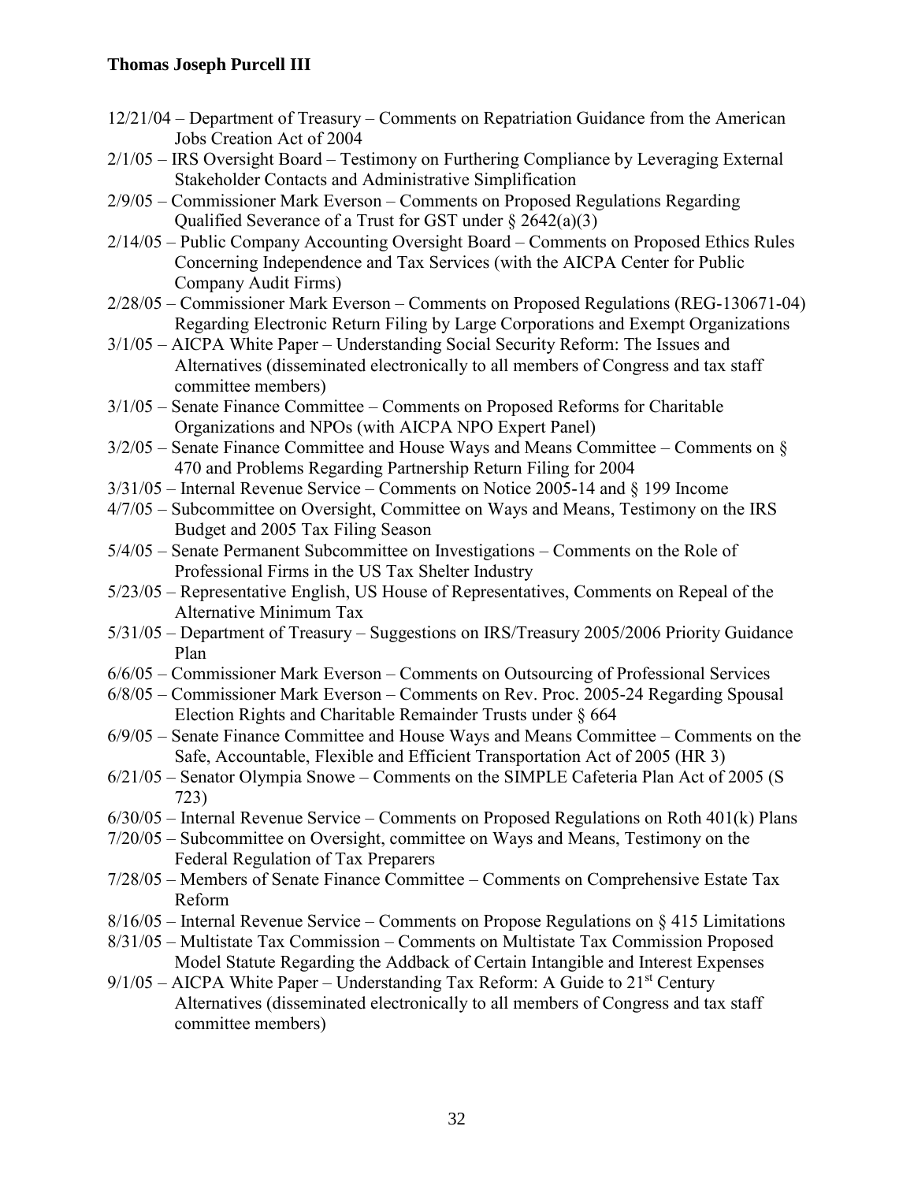- 12/21/04 – Department of Treasury – Comments on Repatriation Guidance from the American Jobs Creation Act of 2004
- 2/1/05 – IRS Oversight Board – Testimony on Furthering Compliance by Leveraging External Stakeholder Contacts and Administrative Simplification
- 2/9/05 – Commissioner Mark Everson – Comments on Proposed Regulations Regarding Qualified Severance of a Trust for GST under § 2642(a)(3)
- 2/14/05 – Public Company Accounting Oversight Board – Comments on Proposed Ethics Rules Concerning Independence and Tax Services (with the AICPA Center for Public Company Audit Firms)
- 2/28/05 – Commissioner Mark Everson – Comments on Proposed Regulations (REG-130671-04) Regarding Electronic Return Filing by Large Corporations and Exempt Organizations
- 3/1/05 – AICPA White Paper – Understanding Social Security Reform: The Issues and Alternatives (disseminated electronically to all members of Congress and tax staff committee members)
- 3/1/05 – Senate Finance Committee – Comments on Proposed Reforms for Charitable Organizations and NPOs (with AICPA NPO Expert Panel)
- 3/2/05 – Senate Finance Committee and House Ways and Means Committee – Comments on § 470 and Problems Regarding Partnership Return Filing for 2004
- 3/31/05 – Internal Revenue Service – Comments on Notice 2005-14 and § 199 Income
- 4/7/05 – Subcommittee on Oversight, Committee on Ways and Means, Testimony on the IRS Budget and 2005 Tax Filing Season
- 5/4/05 – Senate Permanent Subcommittee on Investigations – Comments on the Role of Professional Firms in the US Tax Shelter Industry
- 5/23/05 – Representative English, US House of Representatives, Comments on Repeal of the Alternative Minimum Tax
- 5/31/05 – Department of Treasury – Suggestions on IRS/Treasury 2005/2006 Priority Guidance Plan
- 6/6/05 – Commissioner Mark Everson – Comments on Outsourcing of Professional Services
- 6/8/05 – Commissioner Mark Everson – Comments on Rev. Proc. 2005-24 Regarding Spousal Election Rights and Charitable Remainder Trusts under § 664
- 6/9/05 – Senate Finance Committee and House Ways and Means Committee – Comments on the Safe, Accountable, Flexible and Efficient Transportation Act of 2005 (HR 3)
- 6/21/05 – Senator Olympia Snowe – Comments on the SIMPLE Cafeteria Plan Act of 2005 (S 723)
- 6/30/05 – Internal Revenue Service – Comments on Proposed Regulations on Roth 401(k) Plans
- 7/20/05 – Subcommittee on Oversight, committee on Ways and Means, Testimony on the Federal Regulation of Tax Preparers
- 7/28/05 – Members of Senate Finance Committee – Comments on Comprehensive Estate Tax Reform
- 8/16/05 – Internal Revenue Service – Comments on Propose Regulations on § 415 Limitations
- 8/31/05 – Multistate Tax Commission – Comments on Multistate Tax Commission Proposed Model Statute Regarding the Addback of Certain Intangible and Interest Expenses
- 9/1/05 – AICPA White Paper – Understanding Tax Reform: A Guide to 21st Century Alternatives (disseminated electronically to all members of Congress and tax staff committee members)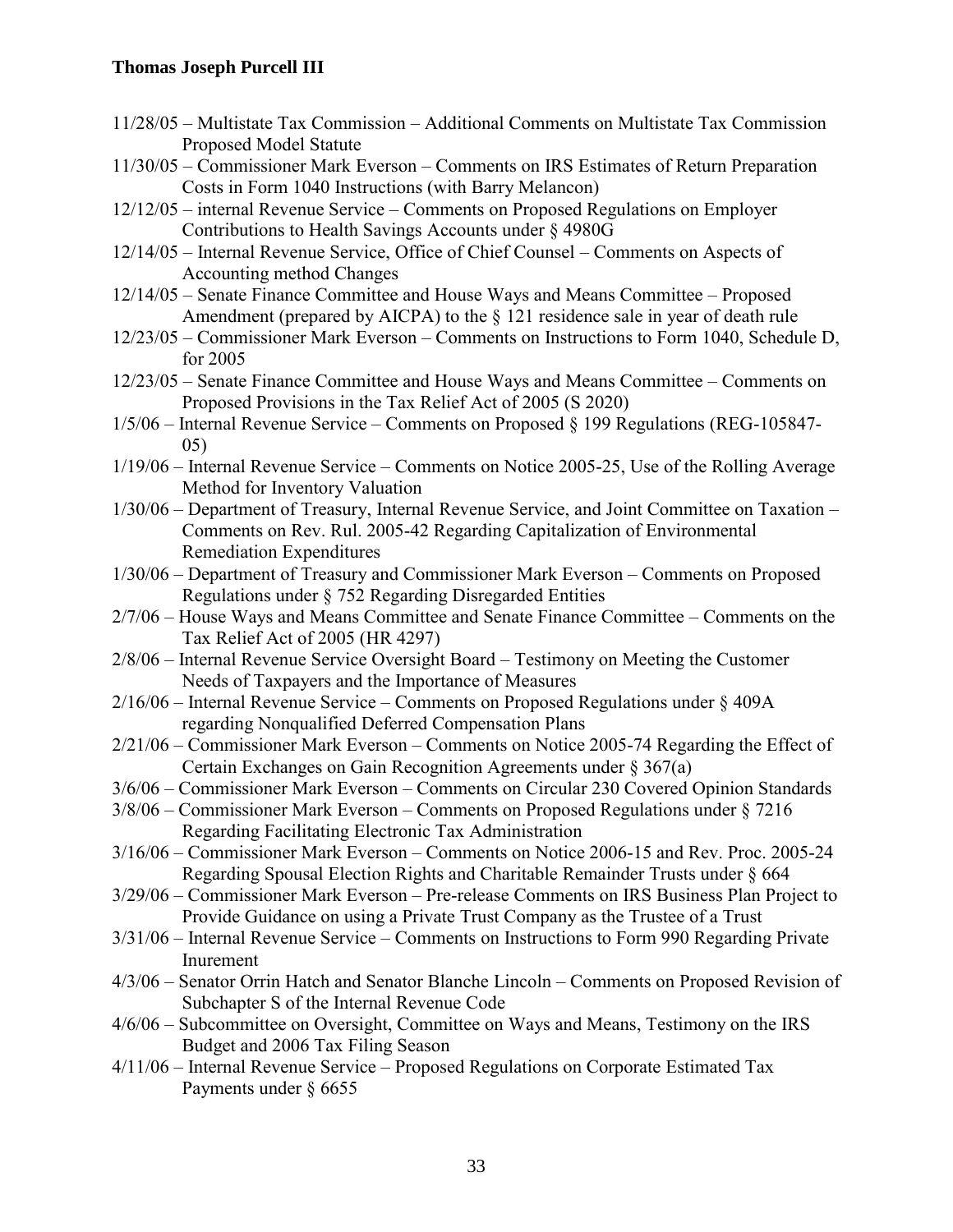11/28/05 – Multistate Tax Commission – Additional Comments on Multistate Tax Commission Proposed Model Statute

11/30/05 – Commissioner Mark Everson – Comments on IRS Estimates of Return Preparation Costs in Form 1040 Instructions (with Barry Melancon)

12/12/05 – internal Revenue Service – Comments on Proposed Regulations on Employer Contributions to Health Savings Accounts under § 4980G

12/14/05 – Internal Revenue Service, Office of Chief Counsel – Comments on Aspects of Accounting method Changes

12/14/05 – Senate Finance Committee and House Ways and Means Committee – Proposed Amendment (prepared by AICPA) to the § 121 residence sale in year of death rule

12/23/05 – Commissioner Mark Everson – Comments on Instructions to Form 1040, Schedule D, for 2005

12/23/05 – Senate Finance Committee and House Ways and Means Committee – Comments on Proposed Provisions in the Tax Relief Act of 2005 (S 2020)

1/5/06 – Internal Revenue Service – Comments on Proposed § 199 Regulations (REG-105847-05)

1/19/06 – Internal Revenue Service – Comments on Notice 2005-25, Use of the Rolling Average Method for Inventory Valuation

1/30/06 – Department of Treasury, Internal Revenue Service, and Joint Committee on Taxation – Comments on Rev. Rul. 2005-42 Regarding Capitalization of Environmental Remediation Expenditures

1/30/06 – Department of Treasury and Commissioner Mark Everson – Comments on Proposed Regulations under § 752 Regarding Disregarded Entities

2/7/06 – House Ways and Means Committee and Senate Finance Committee – Comments on the Tax Relief Act of 2005 (HR 4297)

2/8/06 – Internal Revenue Service Oversight Board – Testimony on Meeting the Customer Needs of Taxpayers and the Importance of Measures

2/16/06 – Internal Revenue Service – Comments on Proposed Regulations under § 409A regarding Nonqualified Deferred Compensation Plans

2/21/06 – Commissioner Mark Everson – Comments on Notice 2005-74 Regarding the Effect of Certain Exchanges on Gain Recognition Agreements under § 367(a)

3/6/06 – Commissioner Mark Everson – Comments on Circular 230 Covered Opinion Standards

3/8/06 – Commissioner Mark Everson – Comments on Proposed Regulations under § 7216 Regarding Facilitating Electronic Tax Administration

3/16/06 – Commissioner Mark Everson – Comments on Notice 2006-15 and Rev. Proc. 2005-24 Regarding Spousal Election Rights and Charitable Remainder Trusts under § 664

3/29/06 – Commissioner Mark Everson – Pre-release Comments on IRS Business Plan Project to Provide Guidance on using a Private Trust Company as the Trustee of a Trust

3/31/06 – Internal Revenue Service – Comments on Instructions to Form 990 Regarding Private Inurement

4/3/06 – Senator Orrin Hatch and Senator Blanche Lincoln – Comments on Proposed Revision of Subchapter S of the Internal Revenue Code

4/6/06 – Subcommittee on Oversight, Committee on Ways and Means, Testimony on the IRS Budget and 2006 Tax Filing Season

4/11/06 – Internal Revenue Service – Proposed Regulations on Corporate Estimated Tax Payments under § 6655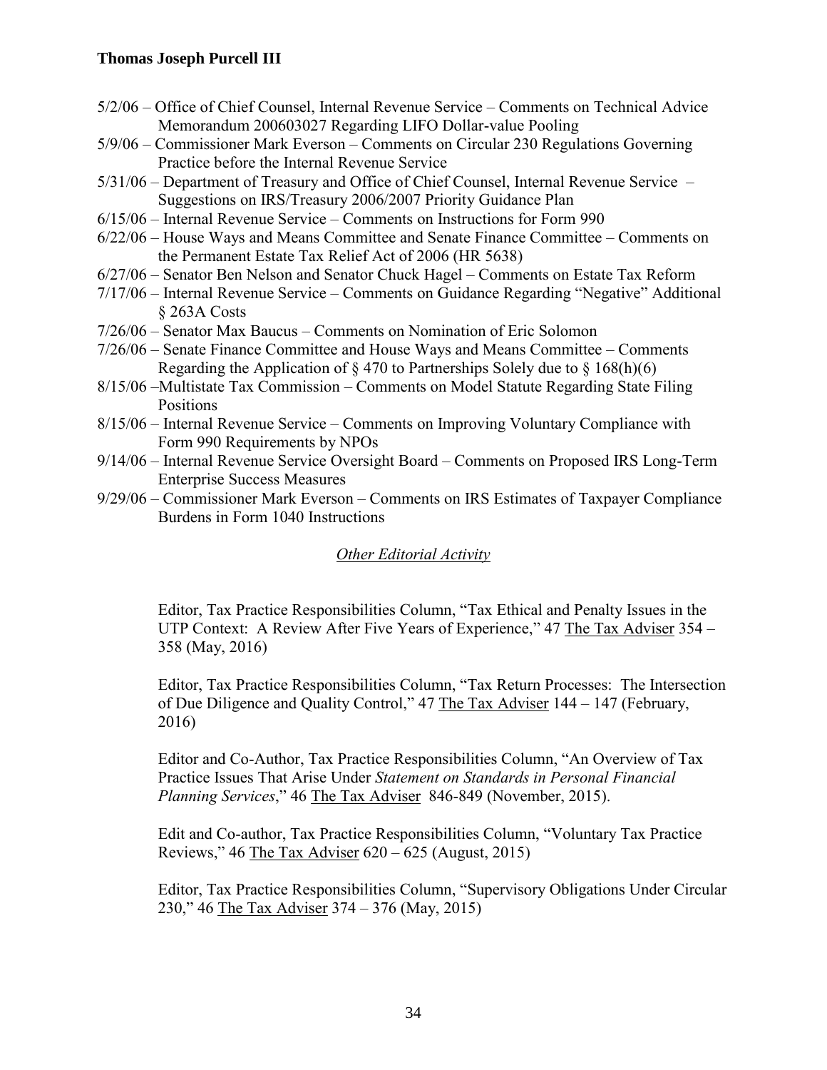- 5/2/06 – Office of Chief Counsel, Internal Revenue Service – Comments on Technical Advice Memorandum 200603027 Regarding LIFO Dollar-value Pooling
- 5/9/06 – Commissioner Mark Everson – Comments on Circular 230 Regulations Governing Practice before the Internal Revenue Service
- 5/31/06 – Department of Treasury and Office of Chief Counsel, Internal Revenue Service – Suggestions on IRS/Treasury 2006/2007 Priority Guidance Plan
- 6/15/06 – Internal Revenue Service – Comments on Instructions for Form 990
- 6/22/06 – House Ways and Means Committee and Senate Finance Committee – Comments on the Permanent Estate Tax Relief Act of 2006 (HR 5638)
- 6/27/06 – Senator Ben Nelson and Senator Chuck Hagel – Comments on Estate Tax Reform
- 7/17/06 – Internal Revenue Service – Comments on Guidance Regarding "Negative" Additional § 263A Costs
- 7/26/06 – Senator Max Baucus – Comments on Nomination of Eric Solomon
- 7/26/06 – Senate Finance Committee and House Ways and Means Committee – Comments Regarding the Application of § 470 to Partnerships Solely due to § 168(h)(6)
- 8/15/06 –Multistate Tax Commission – Comments on Model Statute Regarding State Filing Positions
- 8/15/06 – Internal Revenue Service – Comments on Improving Voluntary Compliance with Form 990 Requirements by NPOs
- 9/14/06 – Internal Revenue Service Oversight Board – Comments on Proposed IRS Long-Term Enterprise Success Measures
- 9/29/06 – Commissioner Mark Everson – Comments on IRS Estimates of Taxpayer Compliance Burdens in Form 1040 Instructions

## *Other Editorial Activity*

Editor, Tax Practice Responsibilities Column, "Tax Ethical and Penalty Issues in the UTP Context: A Review After Five Years of Experience," 47 The Tax Adviser 354 – 358 (May, 2016)

Editor, Tax Practice Responsibilities Column, "Tax Return Processes: The Intersection of Due Diligence and Quality Control," 47 The Tax Adviser 144 – 147 (February, 2016)

Editor and Co-Author, Tax Practice Responsibilities Column, "An Overview of Tax Practice Issues That Arise Under *Statement on Standards in Personal Financial Planning Services*," 46 The Tax Adviser 846-849 (November, 2015).

Edit and Co-author, Tax Practice Responsibilities Column, "Voluntary Tax Practice Reviews," 46 The Tax Adviser 620 – 625 (August, 2015)

Editor, Tax Practice Responsibilities Column, "Supervisory Obligations Under Circular 230," 46 The Tax Adviser 374 – 376 (May, 2015)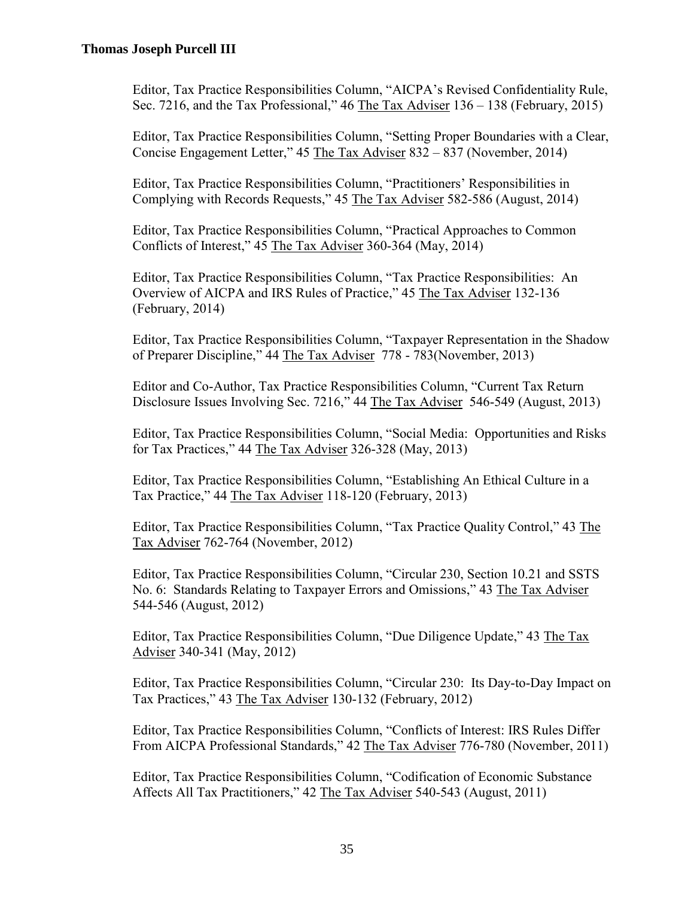Editor, Tax Practice Responsibilities Column, "AICPA's Revised Confidentiality Rule, Sec. 7216, and the Tax Professional," 46 The Tax Adviser 136 – 138 (February, 2015)

Editor, Tax Practice Responsibilities Column, "Setting Proper Boundaries with a Clear, Concise Engagement Letter," 45 The Tax Adviser 832 – 837 (November, 2014)

Editor, Tax Practice Responsibilities Column, "Practitioners' Responsibilities in Complying with Records Requests," 45 The Tax Adviser 582-586 (August, 2014)

Editor, Tax Practice Responsibilities Column, "Practical Approaches to Common Conflicts of Interest," 45 The Tax Adviser 360-364 (May, 2014)

Editor, Tax Practice Responsibilities Column, "Tax Practice Responsibilities: An Overview of AICPA and IRS Rules of Practice," 45 The Tax Adviser 132-136 (February, 2014)

Editor, Tax Practice Responsibilities Column, "Taxpayer Representation in the Shadow of Preparer Discipline," 44 The Tax Adviser 778 - 783(November, 2013)

Editor and Co-Author, Tax Practice Responsibilities Column, "Current Tax Return Disclosure Issues Involving Sec. 7216," 44 The Tax Adviser 546-549 (August, 2013)

Editor, Tax Practice Responsibilities Column, "Social Media: Opportunities and Risks for Tax Practices," 44 The Tax Adviser 326-328 (May, 2013)

Editor, Tax Practice Responsibilities Column, "Establishing An Ethical Culture in a Tax Practice," 44 The Tax Adviser 118-120 (February, 2013)

Editor, Tax Practice Responsibilities Column, "Tax Practice Quality Control," 43 The Tax Adviser 762-764 (November, 2012)

Editor, Tax Practice Responsibilities Column, "Circular 230, Section 10.21 and SSTS No. 6: Standards Relating to Taxpayer Errors and Omissions," 43 The Tax Adviser 544-546 (August, 2012)

Editor, Tax Practice Responsibilities Column, "Due Diligence Update," 43 The Tax Adviser 340-341 (May, 2012)

Editor, Tax Practice Responsibilities Column, "Circular 230: Its Day-to-Day Impact on Tax Practices," 43 The Tax Adviser 130-132 (February, 2012)

Editor, Tax Practice Responsibilities Column, "Conflicts of Interest: IRS Rules Differ From AICPA Professional Standards," 42 The Tax Adviser 776-780 (November, 2011)

Editor, Tax Practice Responsibilities Column, "Codification of Economic Substance Affects All Tax Practitioners," 42 The Tax Adviser 540-543 (August, 2011)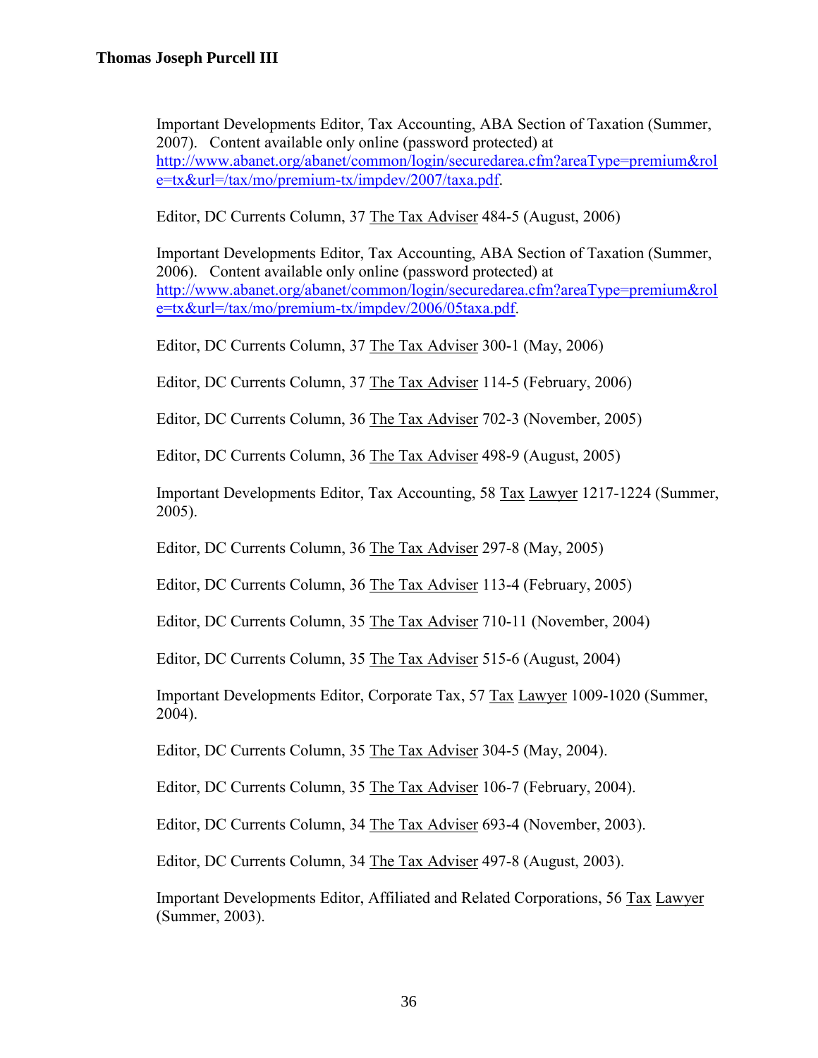Important Developments Editor, Tax Accounting, ABA Section of Taxation (Summer, 2007). Content available only online (password protected) at http://www.abanet.org/abanet/common/login/securedarea.cfm?areaType=premium&role=tx&url=/tax/mo/premium-tx/impdev/2007/taxa.pdf.

Editor, DC Currents Column, 37 The Tax Adviser 484-5 (August, 2006)

Important Developments Editor, Tax Accounting, ABA Section of Taxation (Summer, 2006). Content available only online (password protected) at http://www.abanet.org/abanet/common/login/securedarea.cfm?areaType=premium&role=tx&url=/tax/mo/premium-tx/impdev/2006/05taxa.pdf.

Editor, DC Currents Column, 37 The Tax Adviser 300-1 (May, 2006)

Editor, DC Currents Column, 37 The Tax Adviser 114-5 (February, 2006)

Editor, DC Currents Column, 36 The Tax Adviser 702-3 (November, 2005)

Editor, DC Currents Column, 36 The Tax Adviser 498-9 (August, 2005)

Important Developments Editor, Tax Accounting, 58 Tax Lawyer 1217-1224 (Summer, 2005).

Editor, DC Currents Column, 36 The Tax Adviser 297-8 (May, 2005)

Editor, DC Currents Column, 36 The Tax Adviser 113-4 (February, 2005)

Editor, DC Currents Column, 35 The Tax Adviser 710-11 (November, 2004)

Editor, DC Currents Column, 35 The Tax Adviser 515-6 (August, 2004)

Important Developments Editor, Corporate Tax, 57 Tax Lawyer 1009-1020 (Summer, 2004).

Editor, DC Currents Column, 35 The Tax Adviser 304-5 (May, 2004).

Editor, DC Currents Column, 35 The Tax Adviser 106-7 (February, 2004).

Editor, DC Currents Column, 34 The Tax Adviser 693-4 (November, 2003).

Editor, DC Currents Column, 34 The Tax Adviser 497-8 (August, 2003).

Important Developments Editor, Affiliated and Related Corporations, 56 Tax Lawyer (Summer, 2003).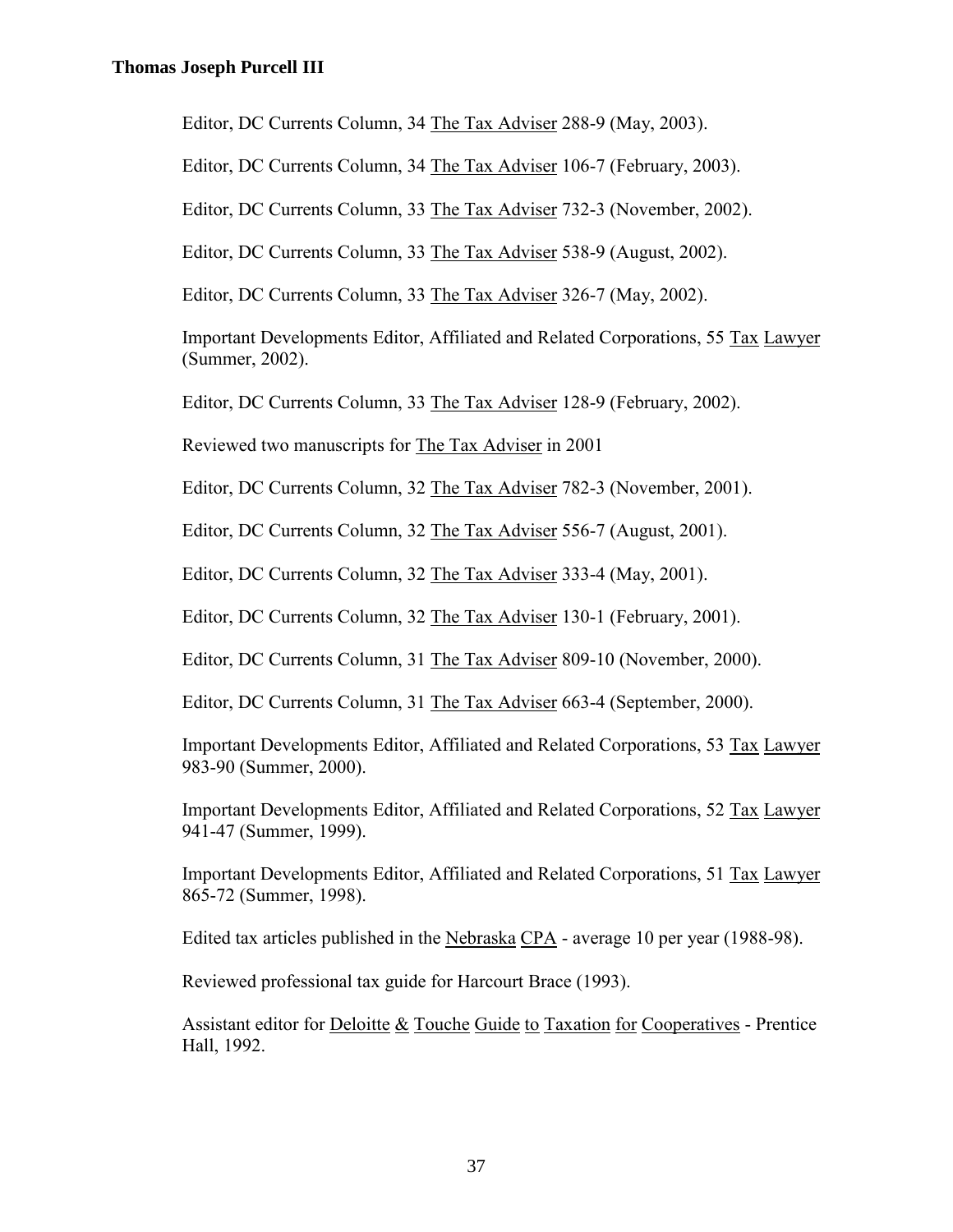Editor, DC Currents Column, 34 The Tax Adviser 288-9 (May, 2003).

Editor, DC Currents Column, 34 The Tax Adviser 106-7 (February, 2003).

Editor, DC Currents Column, 33 The Tax Adviser 732-3 (November, 2002).

Editor, DC Currents Column, 33 The Tax Adviser 538-9 (August, 2002).

Editor, DC Currents Column, 33 The Tax Adviser 326-7 (May, 2002).

Important Developments Editor, Affiliated and Related Corporations, 55 Tax Lawyer (Summer, 2002).

Editor, DC Currents Column, 33 The Tax Adviser 128-9 (February, 2002).

Reviewed two manuscripts for The Tax Adviser in 2001

Editor, DC Currents Column, 32 The Tax Adviser 782-3 (November, 2001).

Editor, DC Currents Column, 32 The Tax Adviser 556-7 (August, 2001).

Editor, DC Currents Column, 32 The Tax Adviser 333-4 (May, 2001).

Editor, DC Currents Column, 32 The Tax Adviser 130-1 (February, 2001).

Editor, DC Currents Column, 31 The Tax Adviser 809-10 (November, 2000).

Editor, DC Currents Column, 31 The Tax Adviser 663-4 (September, 2000).

Important Developments Editor, Affiliated and Related Corporations, 53 Tax Lawyer 983-90 (Summer, 2000).

Important Developments Editor, Affiliated and Related Corporations, 52 Tax Lawyer 941-47 (Summer, 1999).

Important Developments Editor, Affiliated and Related Corporations, 51 Tax Lawyer 865-72 (Summer, 1998).

Edited tax articles published in the Nebraska CPA - average 10 per year (1988-98).

Reviewed professional tax guide for Harcourt Brace (1993).

Assistant editor for Deloitte & Touche Guide to Taxation for Cooperatives - Prentice Hall, 1992.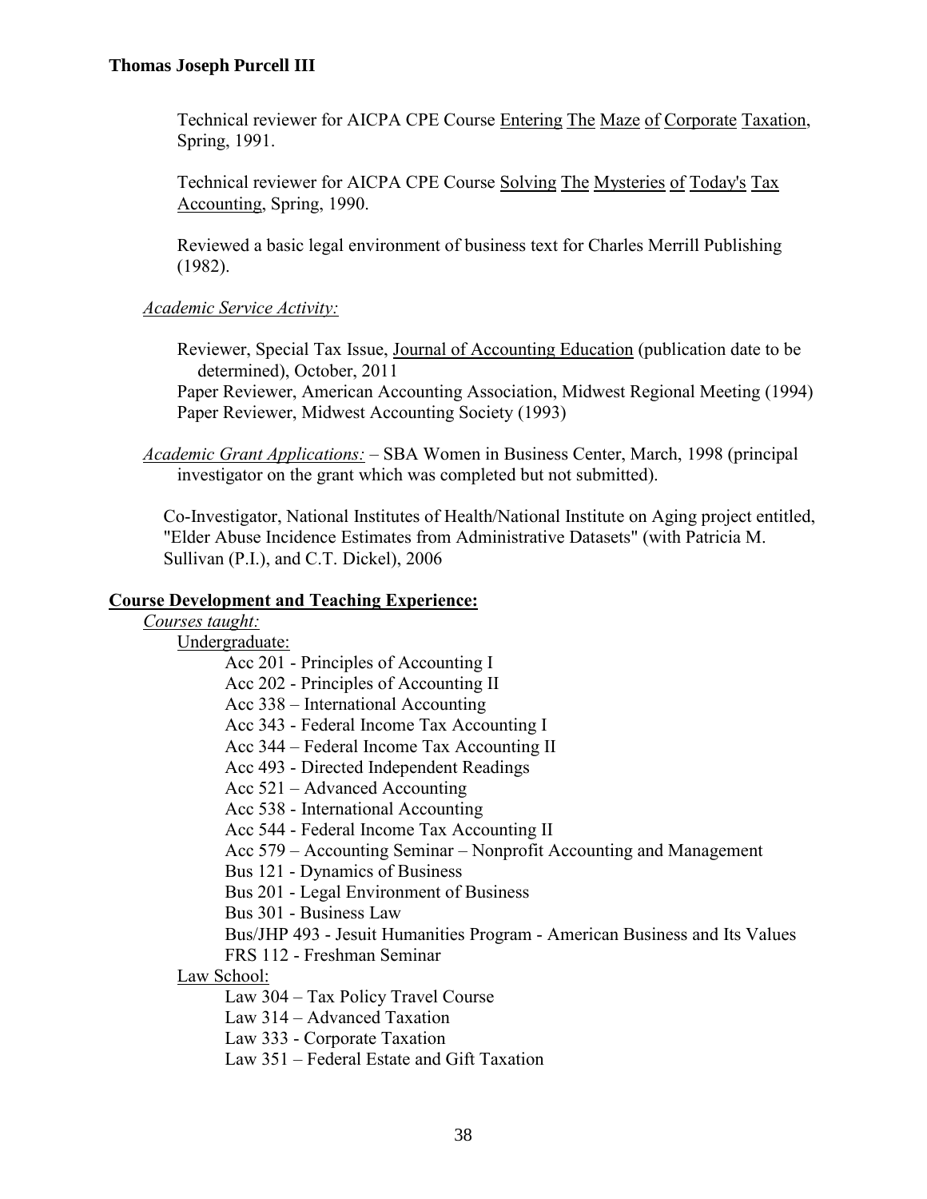Technical reviewer for AICPA CPE Course Entering The Maze of Corporate Taxation, Spring, 1991.

Technical reviewer for AICPA CPE Course Solving The Mysteries of Today's Tax Accounting, Spring, 1990.

Reviewed a basic legal environment of business text for Charles Merrill Publishing (1982).

*Academic Service Activity:*

Reviewer, Special Tax Issue, Journal of Accounting Education (publication date to be determined), October, 2011
Paper Reviewer, American Accounting Association, Midwest Regional Meeting (1994)
Paper Reviewer, Midwest Accounting Society (1993)

*Academic Grant Applications:* – SBA Women in Business Center, March, 1998 (principal investigator on the grant which was completed but not submitted).

Co-Investigator, National Institutes of Health/National Institute on Aging project entitled, "Elder Abuse Incidence Estimates from Administrative Datasets" (with Patricia M. Sullivan (P.I.), and C.T. Dickel), 2006

**Course Development and Teaching Experience:**

*Courses taught:*

Undergraduate:

- Acc 201 - Principles of Accounting I
- Acc 202 - Principles of Accounting II
- Acc 338 – International Accounting
- Acc 343 - Federal Income Tax Accounting I
- Acc 344 – Federal Income Tax Accounting II
- Acc 493 - Directed Independent Readings
- Acc 521 – Advanced Accounting
- Acc 538 - International Accounting
- Acc 544 - Federal Income Tax Accounting II
- Acc 579 – Accounting Seminar – Nonprofit Accounting and Management
- Bus 121 - Dynamics of Business
- Bus 201 - Legal Environment of Business
- Bus 301 - Business Law
- Bus/JHP 493 - Jesuit Humanities Program - American Business and Its Values
- FRS 112 - Freshman Seminar

Law School:

- Law 304 – Tax Policy Travel Course
- Law 314 – Advanced Taxation
- Law 333 - Corporate Taxation
- Law 351 – Federal Estate and Gift Taxation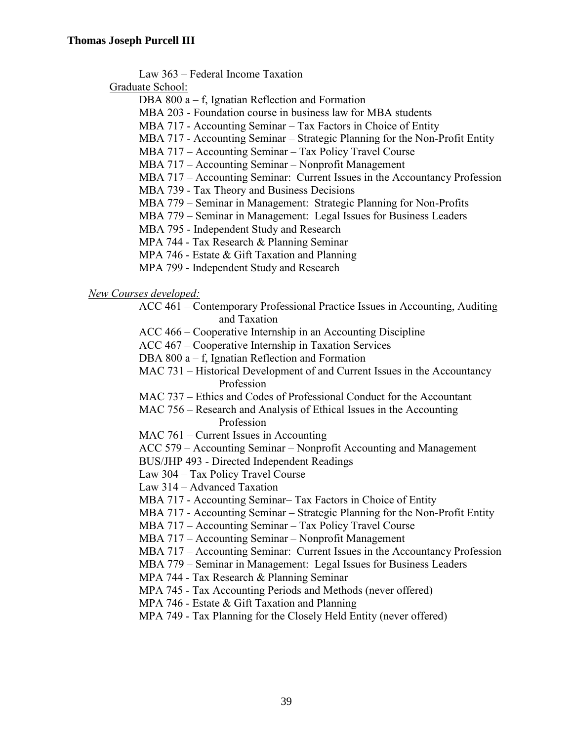Law 363 – Federal Income Taxation

Graduate School:

- DBA 800 a – f, Ignatian Reflection and Formation
- MBA 203 - Foundation course in business law for MBA students
- MBA 717 - Accounting Seminar – Tax Factors in Choice of Entity
- MBA 717 - Accounting Seminar – Strategic Planning for the Non-Profit Entity
- MBA 717 – Accounting Seminar – Tax Policy Travel Course
- MBA 717 – Accounting Seminar – Nonprofit Management
- MBA 717 – Accounting Seminar: Current Issues in the Accountancy Profession
- MBA 739 - Tax Theory and Business Decisions
- MBA 779 – Seminar in Management: Strategic Planning for Non-Profits
- MBA 779 – Seminar in Management: Legal Issues for Business Leaders
- MBA 795 - Independent Study and Research
- MPA 744 - Tax Research & Planning Seminar
- MPA 746 - Estate & Gift Taxation and Planning
- MPA 799 - Independent Study and Research

*New Courses developed:*

- ACC 461 – Contemporary Professional Practice Issues in Accounting, Auditing and Taxation
- ACC 466 – Cooperative Internship in an Accounting Discipline
- ACC 467 – Cooperative Internship in Taxation Services
- DBA 800 a – f, Ignatian Reflection and Formation
- MAC 731 – Historical Development of and Current Issues in the Accountancy Profession
- MAC 737 – Ethics and Codes of Professional Conduct for the Accountant
- MAC 756 – Research and Analysis of Ethical Issues in the Accounting Profession
- MAC 761 – Current Issues in Accounting
- ACC 579 – Accounting Seminar – Nonprofit Accounting and Management
- BUS/JHP 493 - Directed Independent Readings
- Law 304 – Tax Policy Travel Course
- Law 314 – Advanced Taxation
- MBA 717 - Accounting Seminar– Tax Factors in Choice of Entity
- MBA 717 - Accounting Seminar – Strategic Planning for the Non-Profit Entity
- MBA 717 – Accounting Seminar – Tax Policy Travel Course
- MBA 717 – Accounting Seminar – Nonprofit Management
- MBA 717 – Accounting Seminar: Current Issues in the Accountancy Profession
- MBA 779 – Seminar in Management: Legal Issues for Business Leaders
- MPA 744 - Tax Research & Planning Seminar
- MPA 745 - Tax Accounting Periods and Methods (never offered)
- MPA 746 - Estate & Gift Taxation and Planning
- MPA 749 - Tax Planning for the Closely Held Entity (never offered)